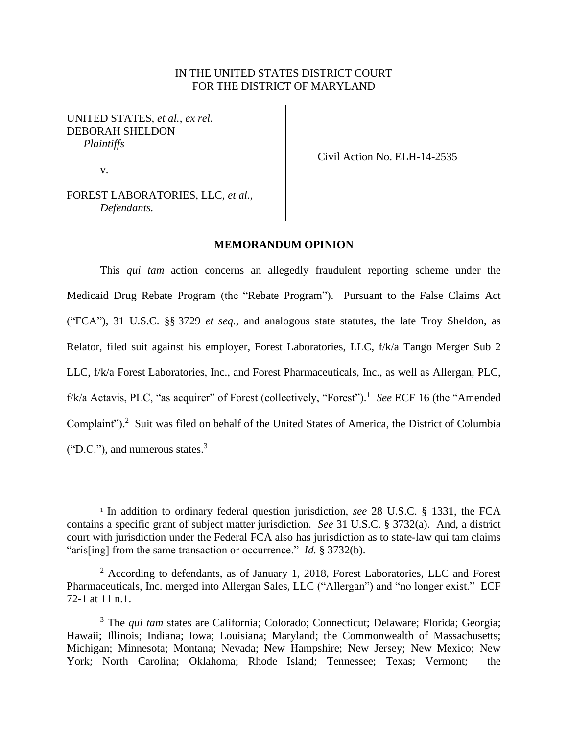IN THE UNITED STATES DISTRICT COURT
FOR THE DISTRICT OF MARYLAND

UNITED STATES, *et al.*, *ex rel.*
DEBORAH SHELDON
*Plaintiffs*

v.

FOREST LABORATORIES, LLC, *et al.*,
*Defendants.*

Civil Action No. ELH-14-2535

**MEMORANDUM OPINION**

This *qui tam* action concerns an allegedly fraudulent reporting scheme under the Medicaid Drug Rebate Program (the "Rebate Program"). Pursuant to the False Claims Act ("FCA"), 31 U.S.C. §§ 3729 *et seq.*, and analogous state statutes, the late Troy Sheldon, as Relator, filed suit against his employer, Forest Laboratories, LLC, f/k/a Tango Merger Sub 2 LLC, f/k/a Forest Laboratories, Inc., and Forest Pharmaceuticals, Inc., as well as Allergan, PLC, f/k/a Actavis, PLC, "as acquirer" of Forest (collectively, "Forest").[1] *See* ECF 16 (the "Amended Complaint").[2] Suit was filed on behalf of the United States of America, the District of Columbia ("D.C."), and numerous states.[3]

---

[1] In addition to ordinary federal question jurisdiction, *see* 28 U.S.C. § 1331, the FCA contains a specific grant of subject matter jurisdiction. *See* 31 U.S.C. § 3732(a). And, a district court with jurisdiction under the Federal FCA also has jurisdiction as to state-law qui tam claims "aris[ing] from the same transaction or occurrence." *Id.* § 3732(b).

[2] According to defendants, as of January 1, 2018, Forest Laboratories, LLC and Forest Pharmaceuticals, Inc. merged into Allergan Sales, LLC ("Allergan") and "no longer exist." ECF 72-1 at 11 n.1.

[3] The *qui tam* states are California; Colorado; Connecticut; Delaware; Florida; Georgia; Hawaii; Illinois; Indiana; Iowa; Louisiana; Maryland; the Commonwealth of Massachusetts; Michigan; Minnesota; Montana; Nevada; New Hampshire; New Jersey; New Mexico; New York; North Carolina; Oklahoma; Rhode Island; Tennessee; Texas; Vermont; the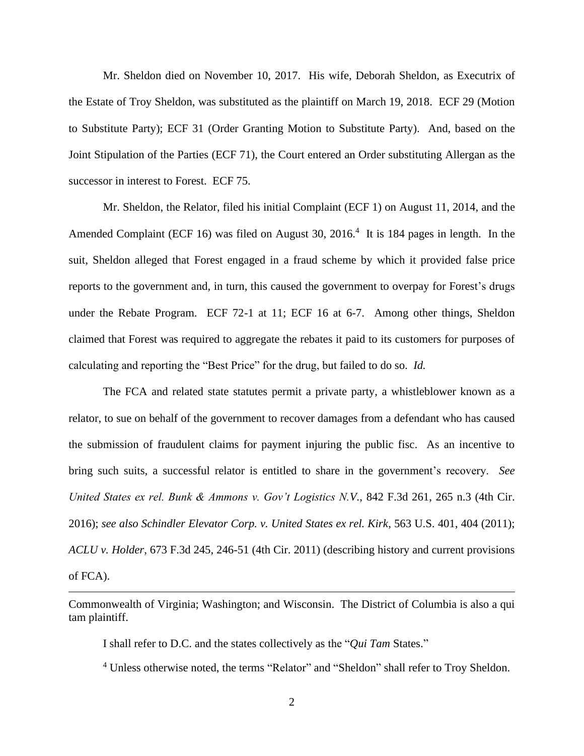Mr. Sheldon died on November 10, 2017. His wife, Deborah Sheldon, as Executrix of the Estate of Troy Sheldon, was substituted as the plaintiff on March 19, 2018. ECF 29 (Motion to Substitute Party); ECF 31 (Order Granting Motion to Substitute Party). And, based on the Joint Stipulation of the Parties (ECF 71), the Court entered an Order substituting Allergan as the successor in interest to Forest. ECF 75.

Mr. Sheldon, the Relator, filed his initial Complaint (ECF 1) on August 11, 2014, and the Amended Complaint (ECF 16) was filed on August 30, 2016.[4] It is 184 pages in length. In the suit, Sheldon alleged that Forest engaged in a fraud scheme by which it provided false price reports to the government and, in turn, this caused the government to overpay for Forest's drugs under the Rebate Program. ECF 72-1 at 11; ECF 16 at 6-7. Among other things, Sheldon claimed that Forest was required to aggregate the rebates it paid to its customers for purposes of calculating and reporting the "Best Price" for the drug, but failed to do so. *Id.*

The FCA and related state statutes permit a private party, a whistleblower known as a relator, to sue on behalf of the government to recover damages from a defendant who has caused the submission of fraudulent claims for payment injuring the public fisc. As an incentive to bring such suits, a successful relator is entitled to share in the government's recovery. *See United States ex rel. Bunk & Ammons v. Gov't Logistics N.V.*, 842 F.3d 261, 265 n.3 (4th Cir. 2016); *see also Schindler Elevator Corp. v. United States ex rel. Kirk*, 563 U.S. 401, 404 (2011); *ACLU v. Holder*, 673 F.3d 245, 246-51 (4th Cir. 2011) (describing history and current provisions of FCA).

---

Commonwealth of Virginia; Washington; and Wisconsin. The District of Columbia is also a qui tam plaintiff.

I shall refer to D.C. and the states collectively as the "*Qui Tam* States."

[4] Unless otherwise noted, the terms "Relator" and "Sheldon" shall refer to Troy Sheldon.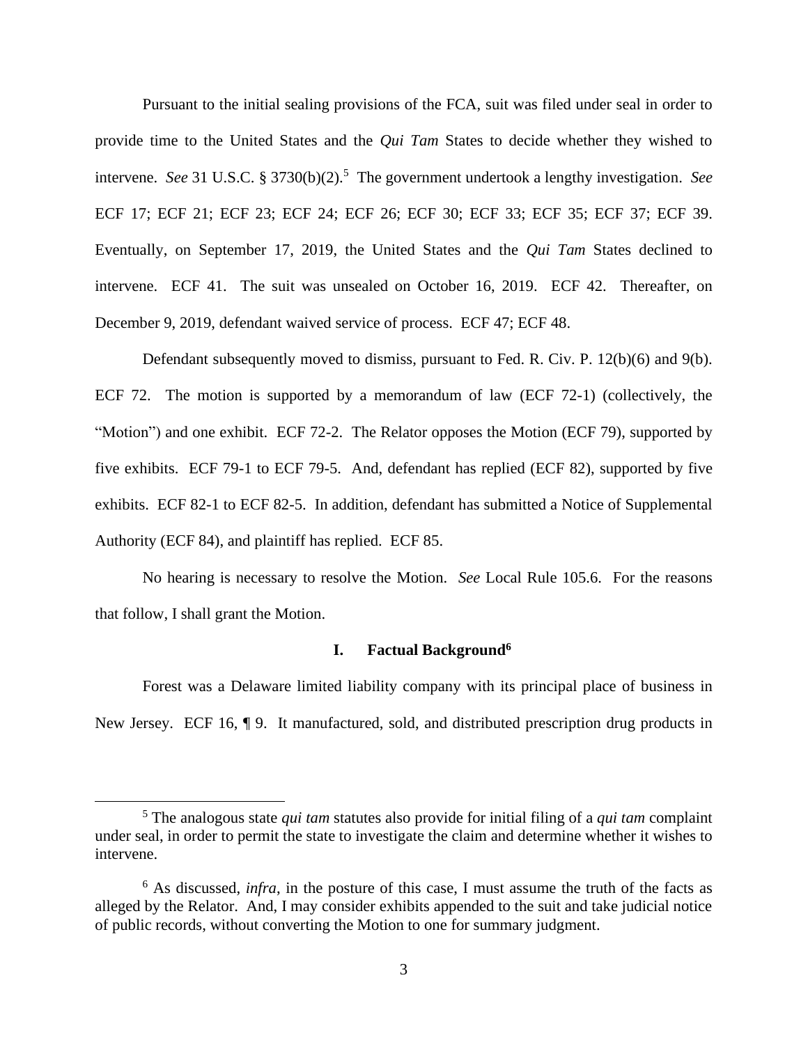Pursuant to the initial sealing provisions of the FCA, suit was filed under seal in order to provide time to the United States and the *Qui Tam* States to decide whether they wished to intervene. *See* 31 U.S.C. § 3730(b)(2).[5] The government undertook a lengthy investigation. *See* ECF 17; ECF 21; ECF 23; ECF 24; ECF 26; ECF 30; ECF 33; ECF 35; ECF 37; ECF 39. Eventually, on September 17, 2019, the United States and the *Qui Tam* States declined to intervene. ECF 41. The suit was unsealed on October 16, 2019. ECF 42. Thereafter, on December 9, 2019, defendant waived service of process. ECF 47; ECF 48.

Defendant subsequently moved to dismiss, pursuant to Fed. R. Civ. P. 12(b)(6) and 9(b). ECF 72. The motion is supported by a memorandum of law (ECF 72-1) (collectively, the "Motion") and one exhibit. ECF 72-2. The Relator opposes the Motion (ECF 79), supported by five exhibits. ECF 79-1 to ECF 79-5. And, defendant has replied (ECF 82), supported by five exhibits. ECF 82-1 to ECF 82-5. In addition, defendant has submitted a Notice of Supplemental Authority (ECF 84), and plaintiff has replied. ECF 85.

No hearing is necessary to resolve the Motion. *See* Local Rule 105.6. For the reasons that follow, I shall grant the Motion.

## I. Factual Background[6]

Forest was a Delaware limited liability company with its principal place of business in New Jersey. ECF 16, ¶ 9. It manufactured, sold, and distributed prescription drug products in

[5] The analogous state *qui tam* statutes also provide for initial filing of a *qui tam* complaint under seal, in order to permit the state to investigate the claim and determine whether it wishes to intervene.

[6] As discussed, *infra*, in the posture of this case, I must assume the truth of the facts as alleged by the Relator. And, I may consider exhibits appended to the suit and take judicial notice of public records, without converting the Motion to one for summary judgment.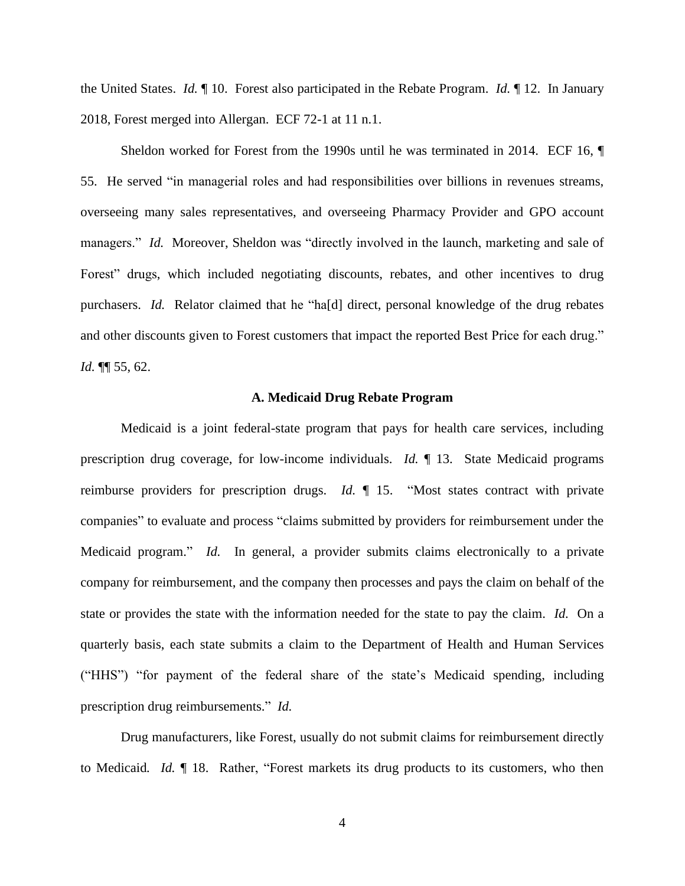the United States. *Id.* ¶ 10. Forest also participated in the Rebate Program. *Id.* ¶ 12. In January 2018, Forest merged into Allergan. ECF 72-1 at 11 n.1.

Sheldon worked for Forest from the 1990s until he was terminated in 2014. ECF 16, ¶ 55. He served "in managerial roles and had responsibilities over billions in revenues streams, overseeing many sales representatives, and overseeing Pharmacy Provider and GPO account managers." *Id.* Moreover, Sheldon was "directly involved in the launch, marketing and sale of Forest" drugs, which included negotiating discounts, rebates, and other incentives to drug purchasers. *Id.* Relator claimed that he "ha[d] direct, personal knowledge of the drug rebates and other discounts given to Forest customers that impact the reported Best Price for each drug." *Id.* ¶¶ 55, 62.

### A. Medicaid Drug Rebate Program

Medicaid is a joint federal-state program that pays for health care services, including prescription drug coverage, for low-income individuals. *Id.* ¶ 13. State Medicaid programs reimburse providers for prescription drugs. *Id.* ¶ 15. "Most states contract with private companies" to evaluate and process "claims submitted by providers for reimbursement under the Medicaid program." *Id.* In general, a provider submits claims electronically to a private company for reimbursement, and the company then processes and pays the claim on behalf of the state or provides the state with the information needed for the state to pay the claim. *Id.* On a quarterly basis, each state submits a claim to the Department of Health and Human Services ("HHS") "for payment of the federal share of the state's Medicaid spending, including prescription drug reimbursements." *Id.*

Drug manufacturers, like Forest, usually do not submit claims for reimbursement directly to Medicaid. *Id.* ¶ 18. Rather, "Forest markets its drug products to its customers, who then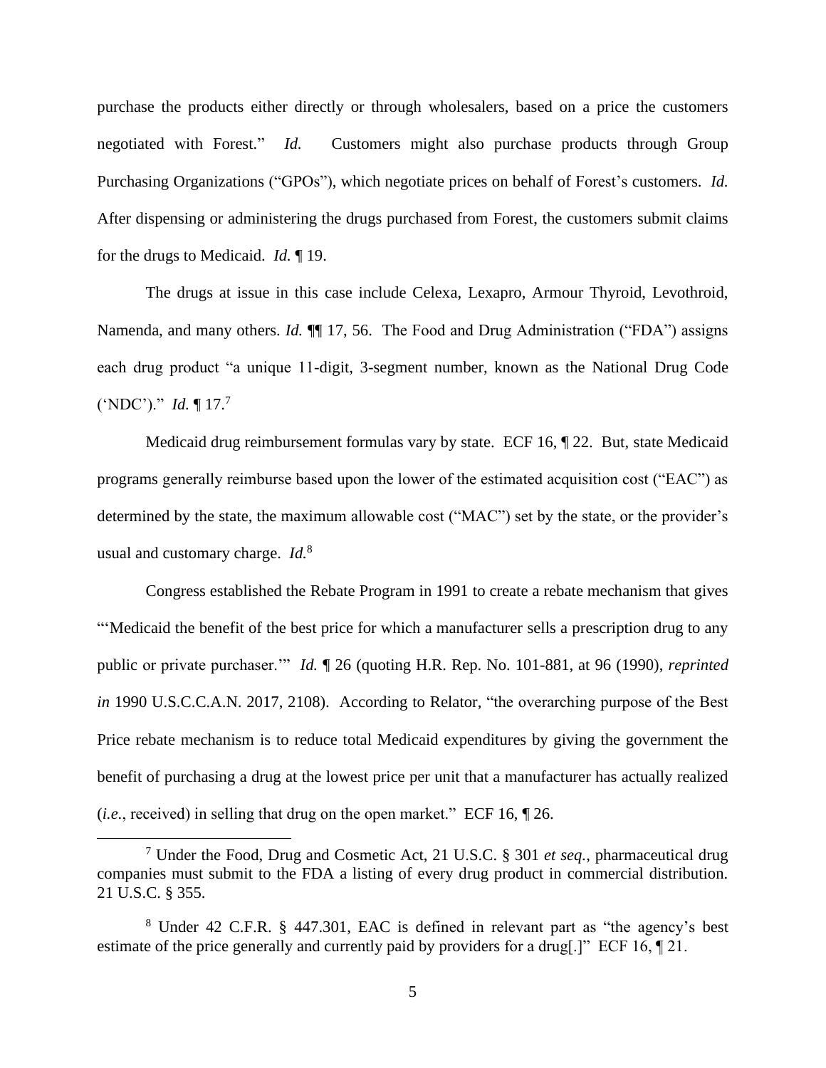purchase the products either directly or through wholesalers, based on a price the customers negotiated with Forest." *Id.* Customers might also purchase products through Group Purchasing Organizations ("GPOs"), which negotiate prices on behalf of Forest's customers. *Id.* After dispensing or administering the drugs purchased from Forest, the customers submit claims for the drugs to Medicaid. *Id.* ¶ 19.

The drugs at issue in this case include Celexa, Lexapro, Armour Thyroid, Levothroid, Namenda, and many others. *Id.* ¶¶ 17, 56. The Food and Drug Administration ("FDA") assigns each drug product "a unique 11-digit, 3-segment number, known as the National Drug Code ('NDC')." *Id.* ¶ 17.[7]

Medicaid drug reimbursement formulas vary by state. ECF 16, ¶ 22. But, state Medicaid programs generally reimburse based upon the lower of the estimated acquisition cost ("EAC") as determined by the state, the maximum allowable cost ("MAC") set by the state, or the provider's usual and customary charge. *Id.*[8]

Congress established the Rebate Program in 1991 to create a rebate mechanism that gives "'Medicaid the benefit of the best price for which a manufacturer sells a prescription drug to any public or private purchaser.'" *Id.* ¶ 26 (quoting H.R. Rep. No. 101-881, at 96 (1990), *reprinted in* 1990 U.S.C.C.A.N. 2017, 2108). According to Relator, "the overarching purpose of the Best Price rebate mechanism is to reduce total Medicaid expenditures by giving the government the benefit of purchasing a drug at the lowest price per unit that a manufacturer has actually realized (*i.e.*, received) in selling that drug on the open market." ECF 16, ¶ 26.

---

[7] Under the Food, Drug and Cosmetic Act, 21 U.S.C. § 301 *et seq.*, pharmaceutical drug companies must submit to the FDA a listing of every drug product in commercial distribution. 21 U.S.C. § 355.

[8] Under 42 C.F.R. § 447.301, EAC is defined in relevant part as "the agency's best estimate of the price generally and currently paid by providers for a drug[.]" ECF 16, ¶ 21.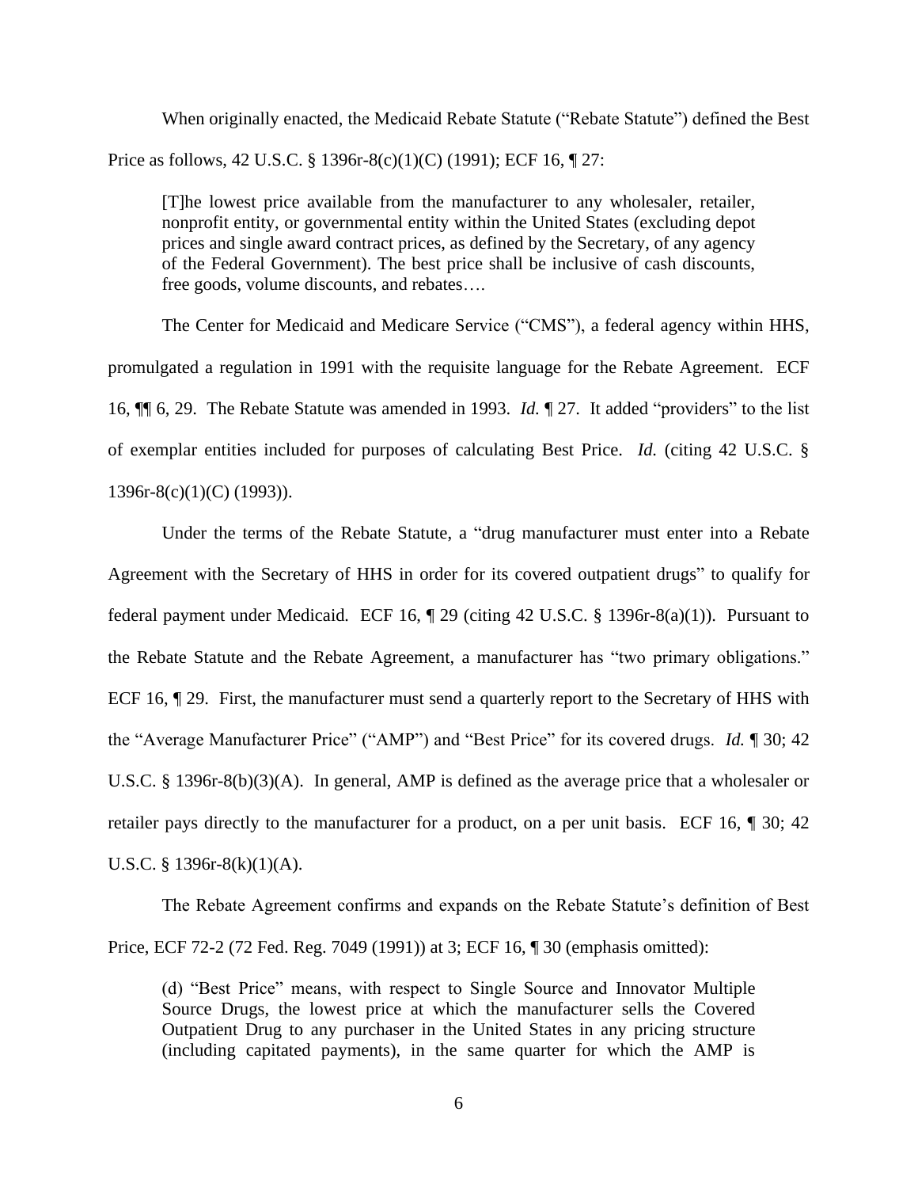When originally enacted, the Medicaid Rebate Statute ("Rebate Statute") defined the Best Price as follows, 42 U.S.C. § 1396r-8(c)(1)(C) (1991); ECF 16, ¶ 27:

> [T]he lowest price available from the manufacturer to any wholesaler, retailer, nonprofit entity, or governmental entity within the United States (excluding depot prices and single award contract prices, as defined by the Secretary, of any agency of the Federal Government). The best price shall be inclusive of cash discounts, free goods, volume discounts, and rebates….

The Center for Medicaid and Medicare Service ("CMS"), a federal agency within HHS, promulgated a regulation in 1991 with the requisite language for the Rebate Agreement. ECF 16, ¶¶ 6, 29. The Rebate Statute was amended in 1993. *Id.* ¶ 27. It added "providers" to the list of exemplar entities included for purposes of calculating Best Price. *Id.* (citing 42 U.S.C. § 1396r-8(c)(1)(C) (1993)).

Under the terms of the Rebate Statute, a "drug manufacturer must enter into a Rebate Agreement with the Secretary of HHS in order for its covered outpatient drugs" to qualify for federal payment under Medicaid. ECF 16, ¶ 29 (citing 42 U.S.C. § 1396r-8(a)(1)). Pursuant to the Rebate Statute and the Rebate Agreement, a manufacturer has "two primary obligations." ECF 16, ¶ 29. First, the manufacturer must send a quarterly report to the Secretary of HHS with the "Average Manufacturer Price" ("AMP") and "Best Price" for its covered drugs. *Id.* ¶ 30; 42 U.S.C. § 1396r-8(b)(3)(A). In general, AMP is defined as the average price that a wholesaler or retailer pays directly to the manufacturer for a product, on a per unit basis. ECF 16, ¶ 30; 42 U.S.C. § 1396r-8(k)(1)(A).

The Rebate Agreement confirms and expands on the Rebate Statute's definition of Best Price, ECF 72-2 (72 Fed. Reg. 7049 (1991)) at 3; ECF 16, ¶ 30 (emphasis omitted):

> (d) "Best Price" means, with respect to Single Source and Innovator Multiple Source Drugs, the lowest price at which the manufacturer sells the Covered Outpatient Drug to any purchaser in the United States in any pricing structure (including capitated payments), in the same quarter for which the AMP is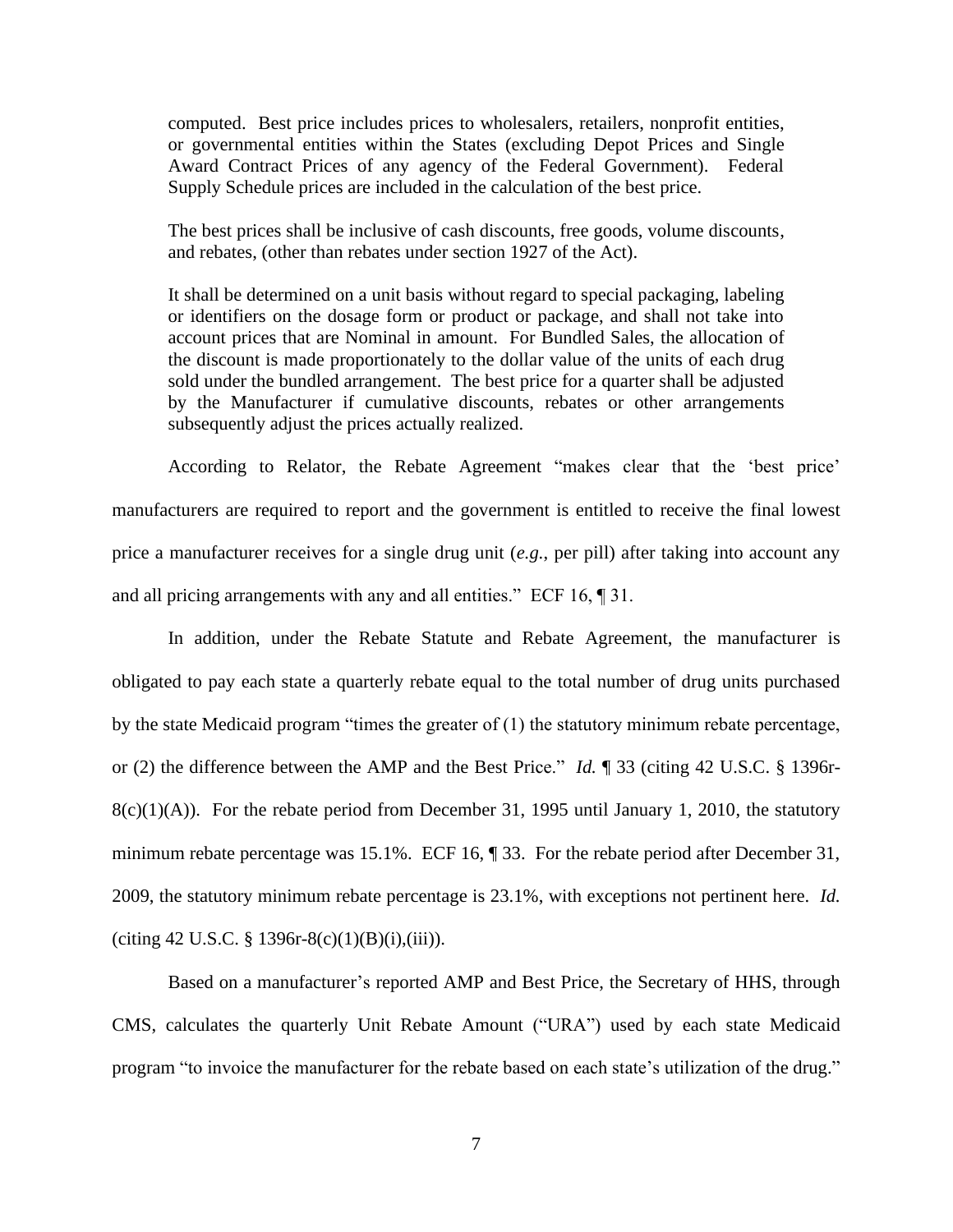> computed. Best price includes prices to wholesalers, retailers, nonprofit entities, or governmental entities within the States (excluding Depot Prices and Single Award Contract Prices of any agency of the Federal Government). Federal Supply Schedule prices are included in the calculation of the best price.
>
> The best prices shall be inclusive of cash discounts, free goods, volume discounts, and rebates, (other than rebates under section 1927 of the Act).
>
> It shall be determined on a unit basis without regard to special packaging, labeling or identifiers on the dosage form or product or package, and shall not take into account prices that are Nominal in amount. For Bundled Sales, the allocation of the discount is made proportionately to the dollar value of the units of each drug sold under the bundled arrangement. The best price for a quarter shall be adjusted by the Manufacturer if cumulative discounts, rebates or other arrangements subsequently adjust the prices actually realized.

According to Relator, the Rebate Agreement "makes clear that the 'best price' manufacturers are required to report and the government is entitled to receive the final lowest price a manufacturer receives for a single drug unit (*e.g.*, per pill) after taking into account any and all pricing arrangements with any and all entities." ECF 16, ¶ 31.

In addition, under the Rebate Statute and Rebate Agreement, the manufacturer is obligated to pay each state a quarterly rebate equal to the total number of drug units purchased by the state Medicaid program "times the greater of (1) the statutory minimum rebate percentage, or (2) the difference between the AMP and the Best Price." *Id.* ¶ 33 (citing 42 U.S.C. § 1396r-8(c)(1)(A)). For the rebate period from December 31, 1995 until January 1, 2010, the statutory minimum rebate percentage was 15.1%. ECF 16, ¶ 33. For the rebate period after December 31, 2009, the statutory minimum rebate percentage is 23.1%, with exceptions not pertinent here. *Id.* (citing 42 U.S.C. § 1396r-8(c)(1)(B)(i),(iii)).

Based on a manufacturer's reported AMP and Best Price, the Secretary of HHS, through CMS, calculates the quarterly Unit Rebate Amount ("URA") used by each state Medicaid program "to invoice the manufacturer for the rebate based on each state's utilization of the drug."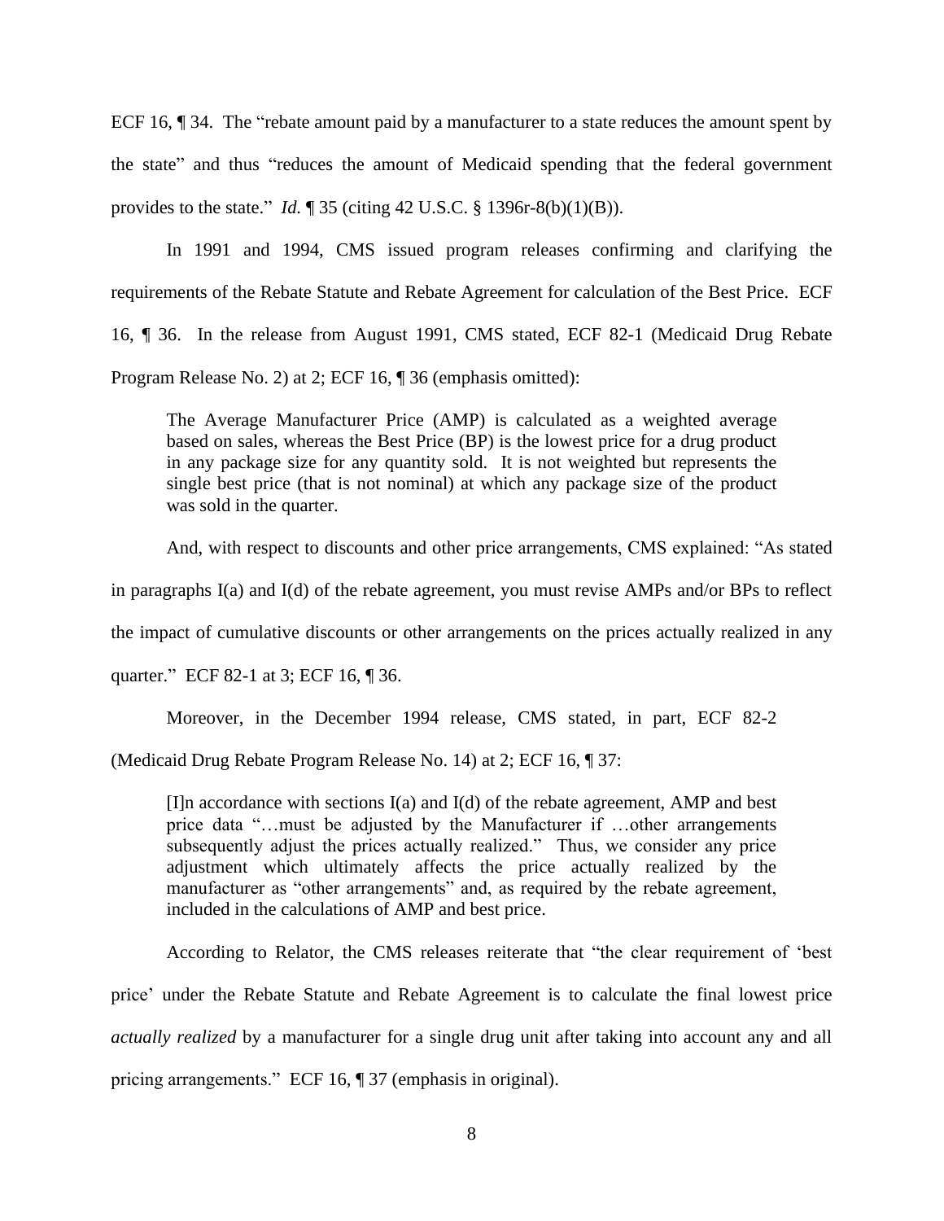ECF 16, ¶ 34. The "rebate amount paid by a manufacturer to a state reduces the amount spent by the state" and thus "reduces the amount of Medicaid spending that the federal government provides to the state." *Id.* ¶ 35 (citing 42 U.S.C. § 1396r-8(b)(1)(B)).

In 1991 and 1994, CMS issued program releases confirming and clarifying the requirements of the Rebate Statute and Rebate Agreement for calculation of the Best Price. ECF 16, ¶ 36. In the release from August 1991, CMS stated, ECF 82-1 (Medicaid Drug Rebate Program Release No. 2) at 2; ECF 16, ¶ 36 (emphasis omitted):

> The Average Manufacturer Price (AMP) is calculated as a weighted average based on sales, whereas the Best Price (BP) is the lowest price for a drug product in any package size for any quantity sold. It is not weighted but represents the single best price (that is not nominal) at which any package size of the product was sold in the quarter.

And, with respect to discounts and other price arrangements, CMS explained: "As stated in paragraphs I(a) and I(d) of the rebate agreement, you must revise AMPs and/or BPs to reflect the impact of cumulative discounts or other arrangements on the prices actually realized in any quarter." ECF 82-1 at 3; ECF 16, ¶ 36.

Moreover, in the December 1994 release, CMS stated, in part, ECF 82-2 (Medicaid Drug Rebate Program Release No. 14) at 2; ECF 16, ¶ 37:

> [I]n accordance with sections I(a) and I(d) of the rebate agreement, AMP and best price data "…must be adjusted by the Manufacturer if …other arrangements subsequently adjust the prices actually realized." Thus, we consider any price adjustment which ultimately affects the price actually realized by the manufacturer as "other arrangements" and, as required by the rebate agreement, included in the calculations of AMP and best price.

According to Relator, the CMS releases reiterate that "the clear requirement of 'best price' under the Rebate Statute and Rebate Agreement is to calculate the final lowest price *actually realized* by a manufacturer for a single drug unit after taking into account any and all pricing arrangements." ECF 16, ¶ 37 (emphasis in original).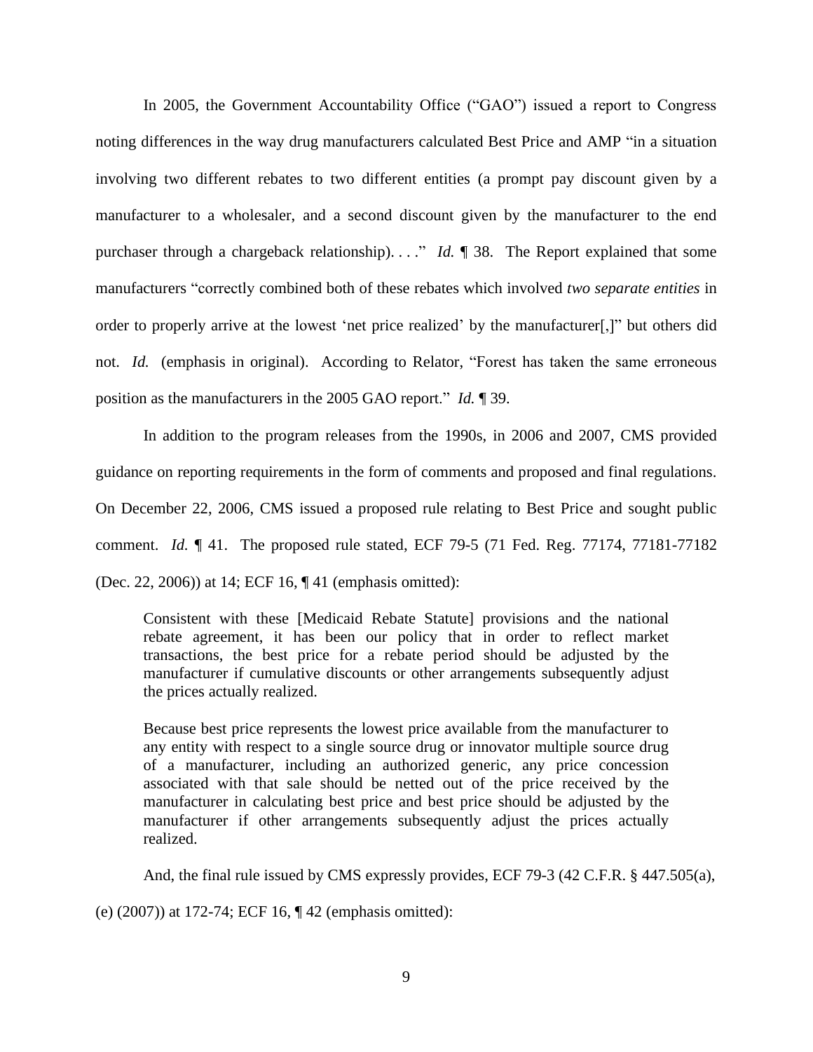In 2005, the Government Accountability Office ("GAO") issued a report to Congress noting differences in the way drug manufacturers calculated Best Price and AMP "in a situation involving two different rebates to two different entities (a prompt pay discount given by a manufacturer to a wholesaler, and a second discount given by the manufacturer to the end purchaser through a chargeback relationship). . . ." *Id.* ¶ 38. The Report explained that some manufacturers "correctly combined both of these rebates which involved *two separate entities* in order to properly arrive at the lowest 'net price realized' by the manufacturer[,]" but others did not. *Id.* (emphasis in original). According to Relator, "Forest has taken the same erroneous position as the manufacturers in the 2005 GAO report." *Id.* ¶ 39.

In addition to the program releases from the 1990s, in 2006 and 2007, CMS provided guidance on reporting requirements in the form of comments and proposed and final regulations. On December 22, 2006, CMS issued a proposed rule relating to Best Price and sought public comment. *Id.* ¶ 41. The proposed rule stated, ECF 79-5 (71 Fed. Reg. 77174, 77181-77182 (Dec. 22, 2006)) at 14; ECF 16, ¶ 41 (emphasis omitted):

> Consistent with these [Medicaid Rebate Statute] provisions and the national rebate agreement, it has been our policy that in order to reflect market transactions, the best price for a rebate period should be adjusted by the manufacturer if cumulative discounts or other arrangements subsequently adjust the prices actually realized.
>
> Because best price represents the lowest price available from the manufacturer to any entity with respect to a single source drug or innovator multiple source drug of a manufacturer, including an authorized generic, any price concession associated with that sale should be netted out of the price received by the manufacturer in calculating best price and best price should be adjusted by the manufacturer if other arrangements subsequently adjust the prices actually realized.

And, the final rule issued by CMS expressly provides, ECF 79-3 (42 C.F.R. § 447.505(a), (e) (2007)) at 172-74; ECF 16, ¶ 42 (emphasis omitted):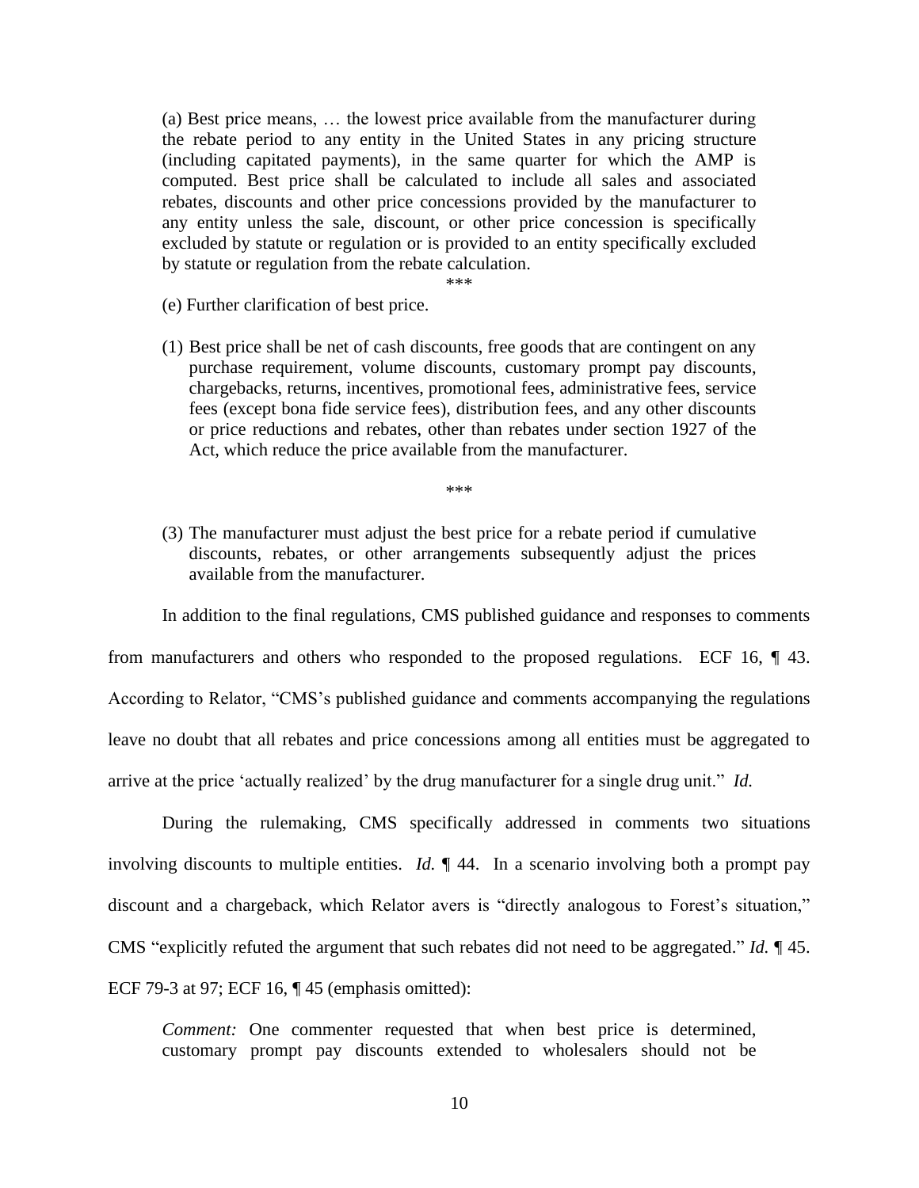> (a) Best price means, … the lowest price available from the manufacturer during the rebate period to any entity in the United States in any pricing structure (including capitated payments), in the same quarter for which the AMP is computed. Best price shall be calculated to include all sales and associated rebates, discounts and other price concessions provided by the manufacturer to any entity unless the sale, discount, or other price concession is specifically excluded by statute or regulation or is provided to an entity specifically excluded by statute or regulation from the rebate calculation.
>
> \*\*\*
>
> (e) Further clarification of best price.
>
> (1) Best price shall be net of cash discounts, free goods that are contingent on any purchase requirement, volume discounts, customary prompt pay discounts, chargebacks, returns, incentives, promotional fees, administrative fees, service fees (except bona fide service fees), distribution fees, and any other discounts or price reductions and rebates, other than rebates under section 1927 of the Act, which reduce the price available from the manufacturer.
>
> \*\*\*
>
> (3) The manufacturer must adjust the best price for a rebate period if cumulative discounts, rebates, or other arrangements subsequently adjust the prices available from the manufacturer.

In addition to the final regulations, CMS published guidance and responses to comments from manufacturers and others who responded to the proposed regulations. ECF 16, ¶ 43. According to Relator, "CMS's published guidance and comments accompanying the regulations leave no doubt that all rebates and price concessions among all entities must be aggregated to arrive at the price 'actually realized' by the drug manufacturer for a single drug unit." *Id.*

During the rulemaking, CMS specifically addressed in comments two situations involving discounts to multiple entities. *Id.* ¶ 44. In a scenario involving both a prompt pay discount and a chargeback, which Relator avers is "directly analogous to Forest's situation," CMS "explicitly refuted the argument that such rebates did not need to be aggregated." *Id.* ¶ 45. ECF 79-3 at 97; ECF 16, ¶ 45 (emphasis omitted):

> *Comment:* One commenter requested that when best price is determined, customary prompt pay discounts extended to wholesalers should not be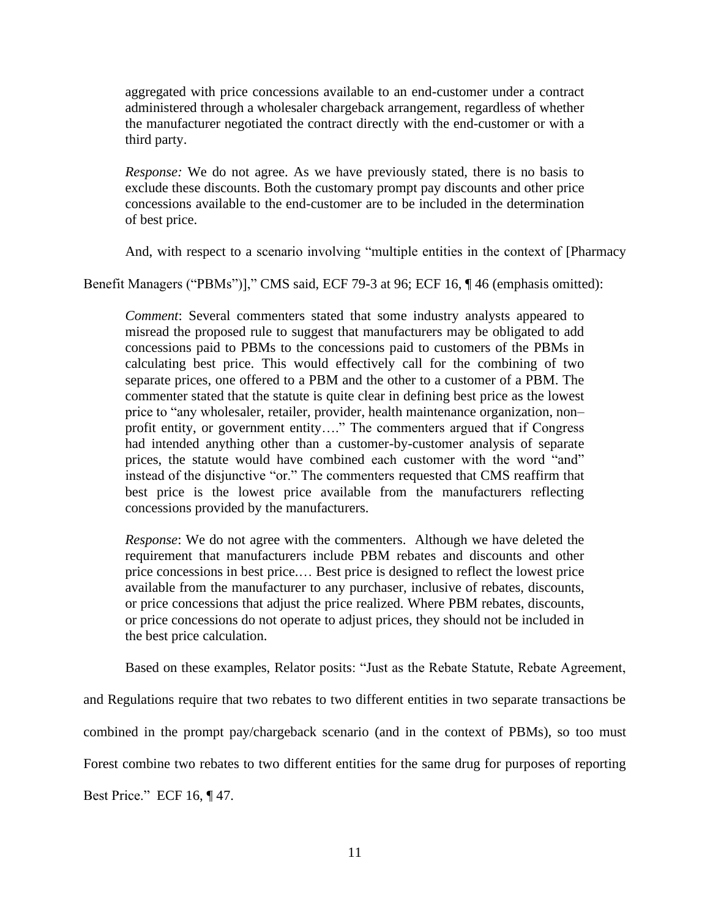> aggregated with price concessions available to an end-customer under a contract administered through a wholesaler chargeback arrangement, regardless of whether the manufacturer negotiated the contract directly with the end-customer or with a third party.
>
> *Response:* We do not agree. As we have previously stated, there is no basis to exclude these discounts. Both the customary prompt pay discounts and other price concessions available to the end-customer are to be included in the determination of best price.

And, with respect to a scenario involving "multiple entities in the context of [Pharmacy Benefit Managers ("PBMs")]," CMS said, ECF 79-3 at 96; ECF 16, ¶ 46 (emphasis omitted):

> *Comment*: Several commenters stated that some industry analysts appeared to misread the proposed rule to suggest that manufacturers may be obligated to add concessions paid to PBMs to the concessions paid to customers of the PBMs in calculating best price. This would effectively call for the combining of two separate prices, one offered to a PBM and the other to a customer of a PBM. The commenter stated that the statute is quite clear in defining best price as the lowest price to "any wholesaler, retailer, provider, health maintenance organization, non–profit entity, or government entity…." The commenters argued that if Congress had intended anything other than a customer-by-customer analysis of separate prices, the statute would have combined each customer with the word "and" instead of the disjunctive "or." The commenters requested that CMS reaffirm that best price is the lowest price available from the manufacturers reflecting concessions provided by the manufacturers.
>
> *Response*: We do not agree with the commenters. Although we have deleted the requirement that manufacturers include PBM rebates and discounts and other price concessions in best price.… Best price is designed to reflect the lowest price available from the manufacturer to any purchaser, inclusive of rebates, discounts, or price concessions that adjust the price realized. Where PBM rebates, discounts, or price concessions do not operate to adjust prices, they should not be included in the best price calculation.

Based on these examples, Relator posits: "Just as the Rebate Statute, Rebate Agreement, and Regulations require that two rebates to two different entities in two separate transactions be combined in the prompt pay/chargeback scenario (and in the context of PBMs), so too must Forest combine two rebates to two different entities for the same drug for purposes of reporting Best Price." ECF 16, ¶ 47.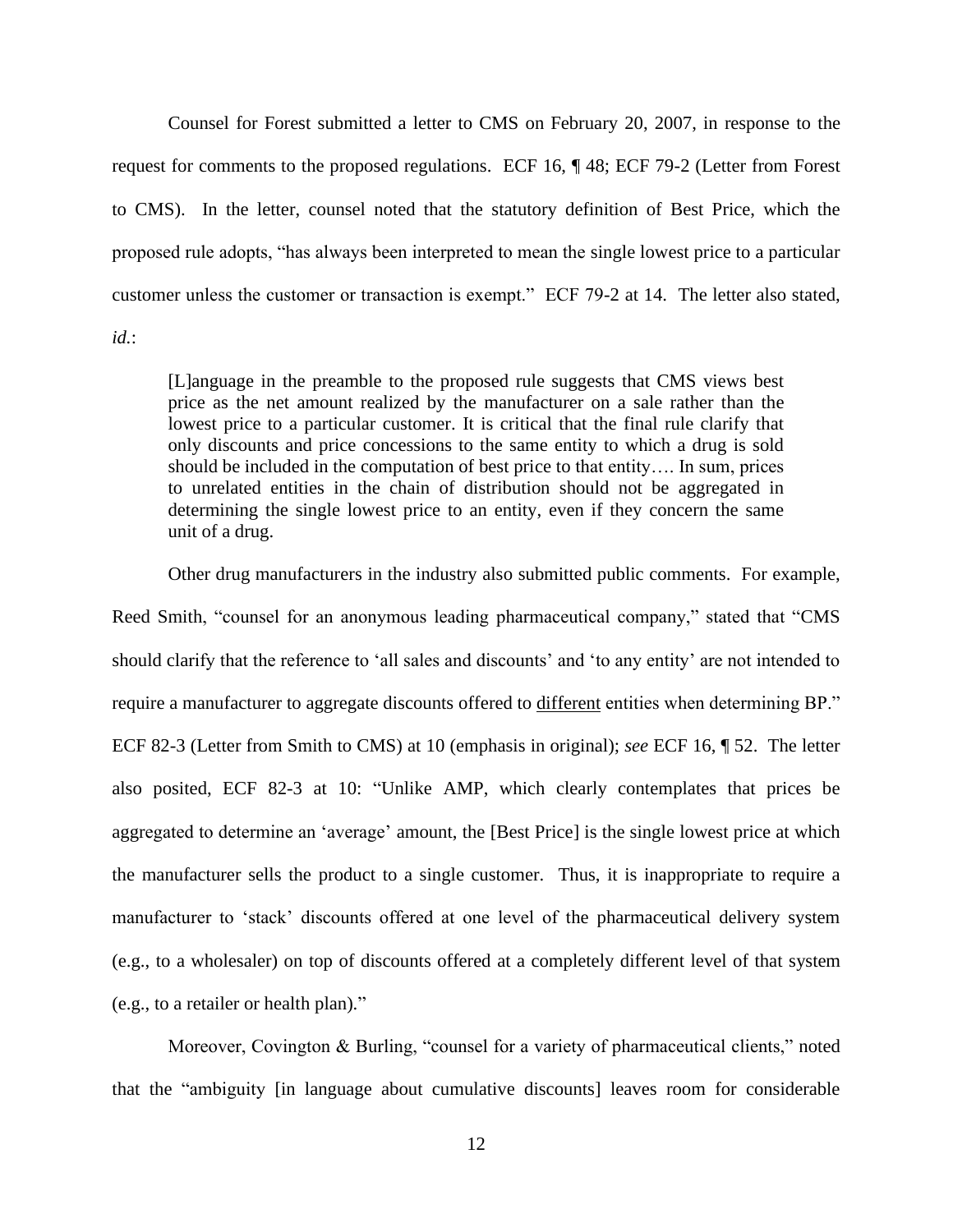Counsel for Forest submitted a letter to CMS on February 20, 2007, in response to the request for comments to the proposed regulations. ECF 16, ¶ 48; ECF 79-2 (Letter from Forest to CMS). In the letter, counsel noted that the statutory definition of Best Price, which the proposed rule adopts, "has always been interpreted to mean the single lowest price to a particular customer unless the customer or transaction is exempt." ECF 79-2 at 14. The letter also stated, *id.*:

> [L]anguage in the preamble to the proposed rule suggests that CMS views best price as the net amount realized by the manufacturer on a sale rather than the lowest price to a particular customer. It is critical that the final rule clarify that only discounts and price concessions to the same entity to which a drug is sold should be included in the computation of best price to that entity…. In sum, prices to unrelated entities in the chain of distribution should not be aggregated in determining the single lowest price to an entity, even if they concern the same unit of a drug.

Other drug manufacturers in the industry also submitted public comments. For example, Reed Smith, "counsel for an anonymous leading pharmaceutical company," stated that "CMS should clarify that the reference to 'all sales and discounts' and 'to any entity' are not intended to require a manufacturer to aggregate discounts offered to <u>different</u> entities when determining BP." ECF 82-3 (Letter from Smith to CMS) at 10 (emphasis in original); *see* ECF 16, ¶ 52. The letter also posited, ECF 82-3 at 10: "Unlike AMP, which clearly contemplates that prices be aggregated to determine an 'average' amount, the [Best Price] is the single lowest price at which the manufacturer sells the product to a single customer. Thus, it is inappropriate to require a manufacturer to 'stack' discounts offered at one level of the pharmaceutical delivery system (e.g., to a wholesaler) on top of discounts offered at a completely different level of that system (e.g., to a retailer or health plan)."

Moreover, Covington & Burling, "counsel for a variety of pharmaceutical clients," noted that the "ambiguity [in language about cumulative discounts] leaves room for considerable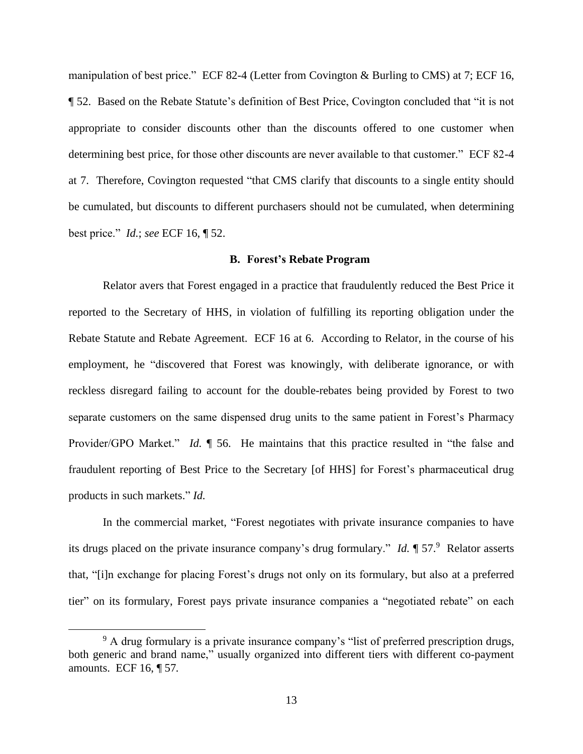manipulation of best price." ECF 82-4 (Letter from Covington & Burling to CMS) at 7; ECF 16, ¶ 52. Based on the Rebate Statute's definition of Best Price, Covington concluded that "it is not appropriate to consider discounts other than the discounts offered to one customer when determining best price, for those other discounts are never available to that customer." ECF 82-4 at 7. Therefore, Covington requested "that CMS clarify that discounts to a single entity should be cumulated, but discounts to different purchasers should not be cumulated, when determining best price." *Id.*; *see* ECF 16, ¶ 52.

### B. Forest's Rebate Program

Relator avers that Forest engaged in a practice that fraudulently reduced the Best Price it reported to the Secretary of HHS, in violation of fulfilling its reporting obligation under the Rebate Statute and Rebate Agreement. ECF 16 at 6. According to Relator, in the course of his employment, he "discovered that Forest was knowingly, with deliberate ignorance, or with reckless disregard failing to account for the double-rebates being provided by Forest to two separate customers on the same dispensed drug units to the same patient in Forest's Pharmacy Provider/GPO Market." *Id.* ¶ 56. He maintains that this practice resulted in "the false and fraudulent reporting of Best Price to the Secretary [of HHS] for Forest's pharmaceutical drug products in such markets." *Id.*

In the commercial market, "Forest negotiates with private insurance companies to have its drugs placed on the private insurance company's drug formulary." *Id.* ¶ 57.[9] Relator asserts that, "[i]n exchange for placing Forest's drugs not only on its formulary, but also at a preferred tier" on its formulary, Forest pays private insurance companies a "negotiated rebate" on each

[9] A drug formulary is a private insurance company's "list of preferred prescription drugs, both generic and brand name," usually organized into different tiers with different co-payment amounts. ECF 16, ¶ 57.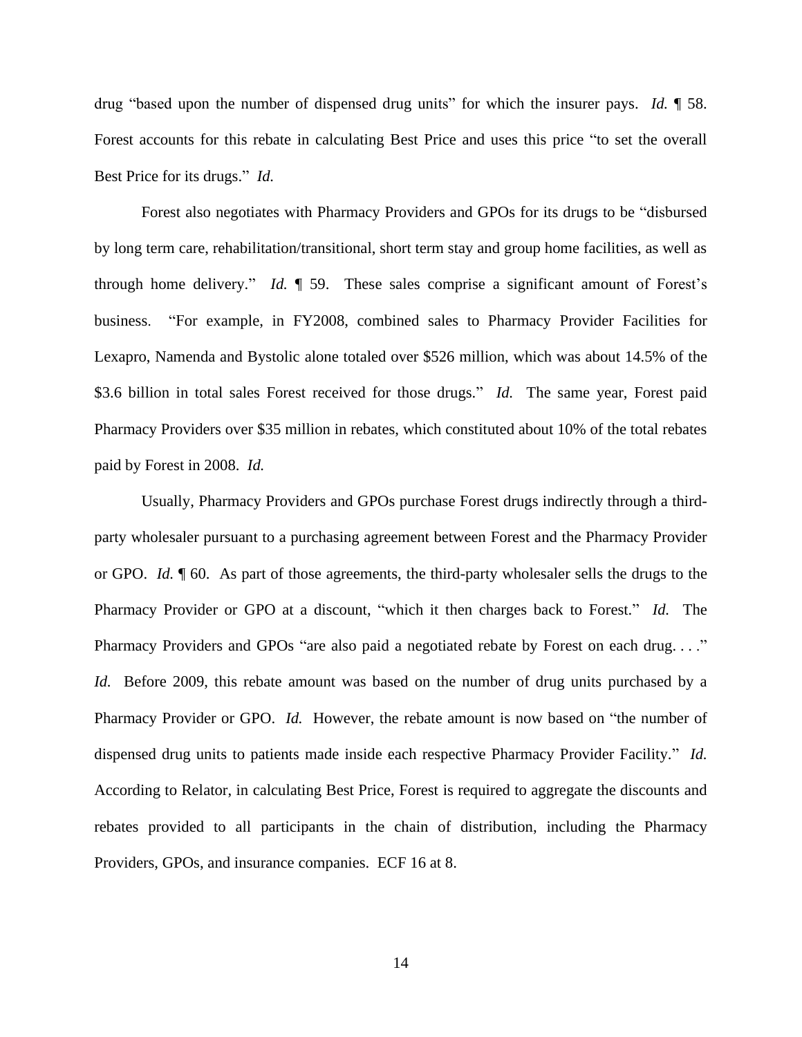drug "based upon the number of dispensed drug units" for which the insurer pays. *Id.* ¶ 58. Forest accounts for this rebate in calculating Best Price and uses this price "to set the overall Best Price for its drugs." *Id.*

Forest also negotiates with Pharmacy Providers and GPOs for its drugs to be "disbursed by long term care, rehabilitation/transitional, short term stay and group home facilities, as well as through home delivery." *Id.* ¶ 59. These sales comprise a significant amount of Forest's business. "For example, in FY2008, combined sales to Pharmacy Provider Facilities for Lexapro, Namenda and Bystolic alone totaled over $526 million, which was about 14.5% of the $3.6 billion in total sales Forest received for those drugs." *Id.* The same year, Forest paid Pharmacy Providers over $35 million in rebates, which constituted about 10% of the total rebates paid by Forest in 2008. *Id.*

Usually, Pharmacy Providers and GPOs purchase Forest drugs indirectly through a third-party wholesaler pursuant to a purchasing agreement between Forest and the Pharmacy Provider or GPO. *Id.* ¶ 60. As part of those agreements, the third-party wholesaler sells the drugs to the Pharmacy Provider or GPO at a discount, "which it then charges back to Forest." *Id.* The Pharmacy Providers and GPOs "are also paid a negotiated rebate by Forest on each drug. . . ." *Id.* Before 2009, this rebate amount was based on the number of drug units purchased by a Pharmacy Provider or GPO. *Id.* However, the rebate amount is now based on "the number of dispensed drug units to patients made inside each respective Pharmacy Provider Facility." *Id.* According to Relator, in calculating Best Price, Forest is required to aggregate the discounts and rebates provided to all participants in the chain of distribution, including the Pharmacy Providers, GPOs, and insurance companies. ECF 16 at 8.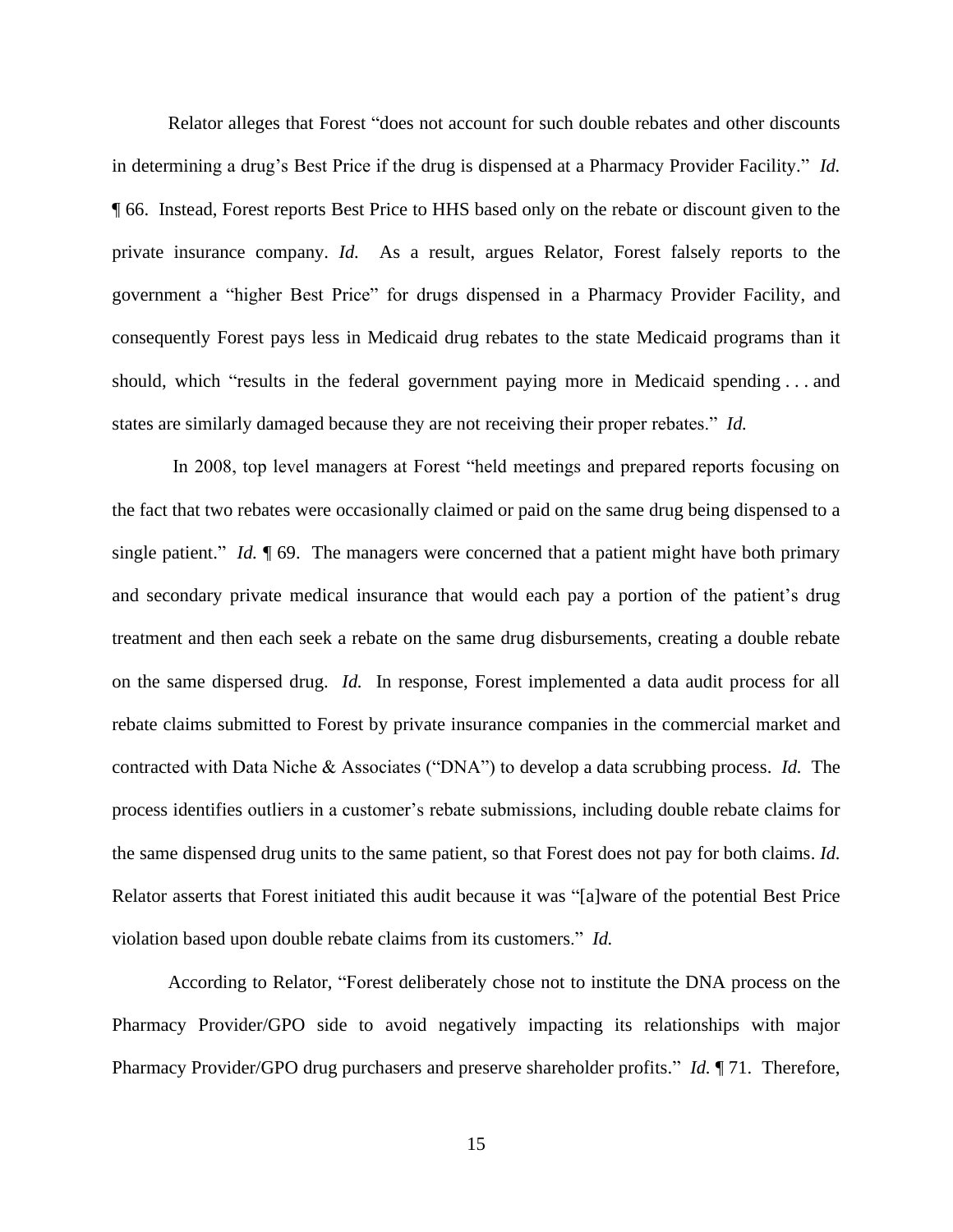Relator alleges that Forest "does not account for such double rebates and other discounts in determining a drug's Best Price if the drug is dispensed at a Pharmacy Provider Facility." *Id.* ¶ 66. Instead, Forest reports Best Price to HHS based only on the rebate or discount given to the private insurance company. *Id.* As a result, argues Relator, Forest falsely reports to the government a "higher Best Price" for drugs dispensed in a Pharmacy Provider Facility, and consequently Forest pays less in Medicaid drug rebates to the state Medicaid programs than it should, which "results in the federal government paying more in Medicaid spending . . . and states are similarly damaged because they are not receiving their proper rebates." *Id.*

In 2008, top level managers at Forest "held meetings and prepared reports focusing on the fact that two rebates were occasionally claimed or paid on the same drug being dispensed to a single patient." *Id.* ¶ 69. The managers were concerned that a patient might have both primary and secondary private medical insurance that would each pay a portion of the patient's drug treatment and then each seek a rebate on the same drug disbursements, creating a double rebate on the same dispersed drug. *Id.* In response, Forest implemented a data audit process for all rebate claims submitted to Forest by private insurance companies in the commercial market and contracted with Data Niche & Associates ("DNA") to develop a data scrubbing process. *Id.* The process identifies outliers in a customer's rebate submissions, including double rebate claims for the same dispensed drug units to the same patient, so that Forest does not pay for both claims. *Id.* Relator asserts that Forest initiated this audit because it was "[a]ware of the potential Best Price violation based upon double rebate claims from its customers." *Id.*

According to Relator, "Forest deliberately chose not to institute the DNA process on the Pharmacy Provider/GPO side to avoid negatively impacting its relationships with major Pharmacy Provider/GPO drug purchasers and preserve shareholder profits." *Id.* ¶ 71. Therefore,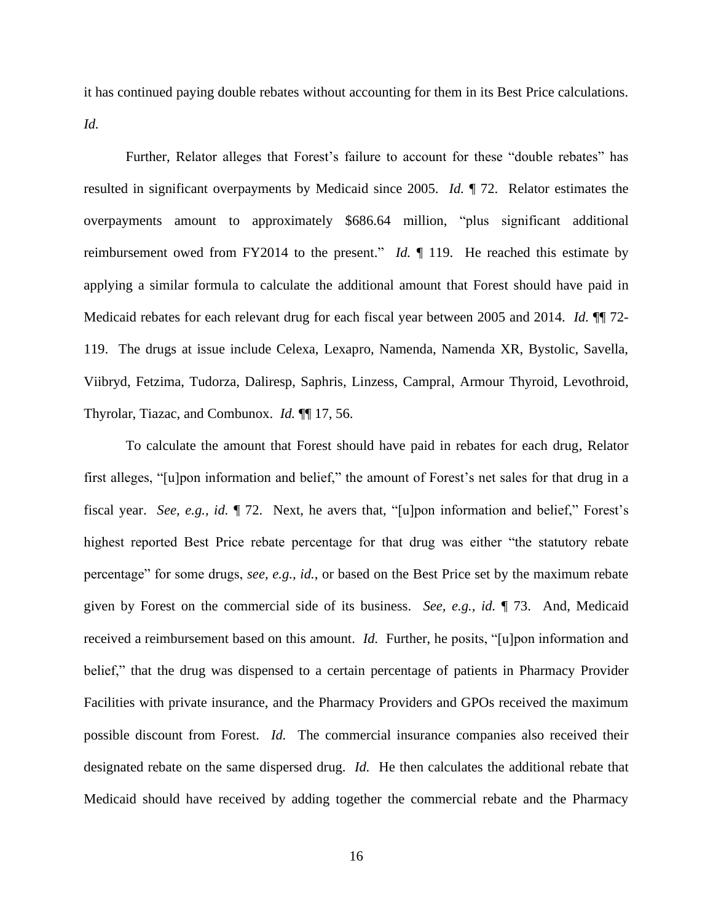it has continued paying double rebates without accounting for them in its Best Price calculations. *Id.*

Further, Relator alleges that Forest's failure to account for these "double rebates" has resulted in significant overpayments by Medicaid since 2005. *Id.* ¶ 72. Relator estimates the overpayments amount to approximately $686.64 million, "plus significant additional reimbursement owed from FY2014 to the present." *Id.* ¶ 119. He reached this estimate by applying a similar formula to calculate the additional amount that Forest should have paid in Medicaid rebates for each relevant drug for each fiscal year between 2005 and 2014. *Id.* ¶¶ 72-119. The drugs at issue include Celexa, Lexapro, Namenda, Namenda XR, Bystolic, Savella, Viibryd, Fetzima, Tudorza, Daliresp, Saphris, Linzess, Campral, Armour Thyroid, Levothroid, Thyrolar, Tiazac, and Combunox. *Id.* ¶¶ 17, 56.

To calculate the amount that Forest should have paid in rebates for each drug, Relator first alleges, "[u]pon information and belief," the amount of Forest's net sales for that drug in a fiscal year. *See, e.g., id.* ¶ 72. Next, he avers that, "[u]pon information and belief," Forest's highest reported Best Price rebate percentage for that drug was either "the statutory rebate percentage" for some drugs, *see, e.g., id.*, or based on the Best Price set by the maximum rebate given by Forest on the commercial side of its business. *See, e.g., id.* ¶ 73. And, Medicaid received a reimbursement based on this amount. *Id.* Further, he posits, "[u]pon information and belief," that the drug was dispensed to a certain percentage of patients in Pharmacy Provider Facilities with private insurance, and the Pharmacy Providers and GPOs received the maximum possible discount from Forest. *Id.* The commercial insurance companies also received their designated rebate on the same dispersed drug. *Id.* He then calculates the additional rebate that Medicaid should have received by adding together the commercial rebate and the Pharmacy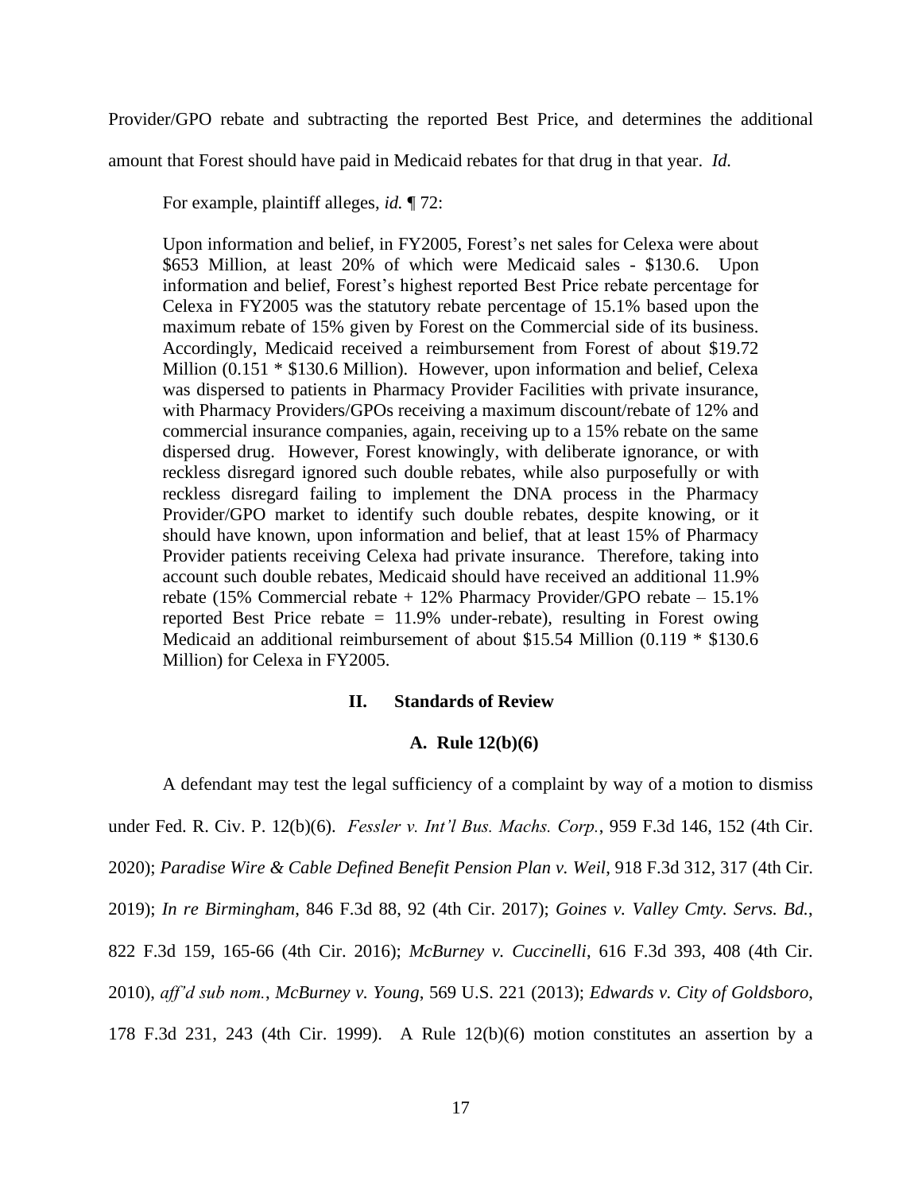Provider/GPO rebate and subtracting the reported Best Price, and determines the additional amount that Forest should have paid in Medicaid rebates for that drug in that year. *Id.*

For example, plaintiff alleges, *id.* ¶ 72:

> Upon information and belief, in FY2005, Forest's net sales for Celexa were about $653 Million, at least 20% of which were Medicaid sales - $130.6. Upon information and belief, Forest's highest reported Best Price rebate percentage for Celexa in FY2005 was the statutory rebate percentage of 15.1% based upon the maximum rebate of 15% given by Forest on the Commercial side of its business. Accordingly, Medicaid received a reimbursement from Forest of about $19.72 Million (0.151 * $130.6 Million). However, upon information and belief, Celexa was dispersed to patients in Pharmacy Provider Facilities with private insurance, with Pharmacy Providers/GPOs receiving a maximum discount/rebate of 12% and commercial insurance companies, again, receiving up to a 15% rebate on the same dispersed drug. However, Forest knowingly, with deliberate ignorance, or with reckless disregard ignored such double rebates, while also purposefully or with reckless disregard failing to implement the DNA process in the Pharmacy Provider/GPO market to identify such double rebates, despite knowing, or it should have known, upon information and belief, that at least 15% of Pharmacy Provider patients receiving Celexa had private insurance. Therefore, taking into account such double rebates, Medicaid should have received an additional 11.9% rebate (15% Commercial rebate + 12% Pharmacy Provider/GPO rebate – 15.1% reported Best Price rebate = 11.9% under-rebate), resulting in Forest owing Medicaid an additional reimbursement of about $15.54 Million (0.119 * $130.6 Million) for Celexa in FY2005.

## II. Standards of Review

### A. Rule 12(b)(6)

A defendant may test the legal sufficiency of a complaint by way of a motion to dismiss under Fed. R. Civ. P. 12(b)(6). *Fessler v. Int'l Bus. Machs. Corp.*, 959 F.3d 146, 152 (4th Cir. 2020); *Paradise Wire & Cable Defined Benefit Pension Plan v. Weil*, 918 F.3d 312, 317 (4th Cir. 2019); *In re Birmingham*, 846 F.3d 88, 92 (4th Cir. 2017); *Goines v. Valley Cmty. Servs. Bd.*, 822 F.3d 159, 165-66 (4th Cir. 2016); *McBurney v. Cuccinelli*, 616 F.3d 393, 408 (4th Cir. 2010), *aff'd sub nom.*, *McBurney v. Young*, 569 U.S. 221 (2013); *Edwards v. City of Goldsboro*, 178 F.3d 231, 243 (4th Cir. 1999). A Rule 12(b)(6) motion constitutes an assertion by a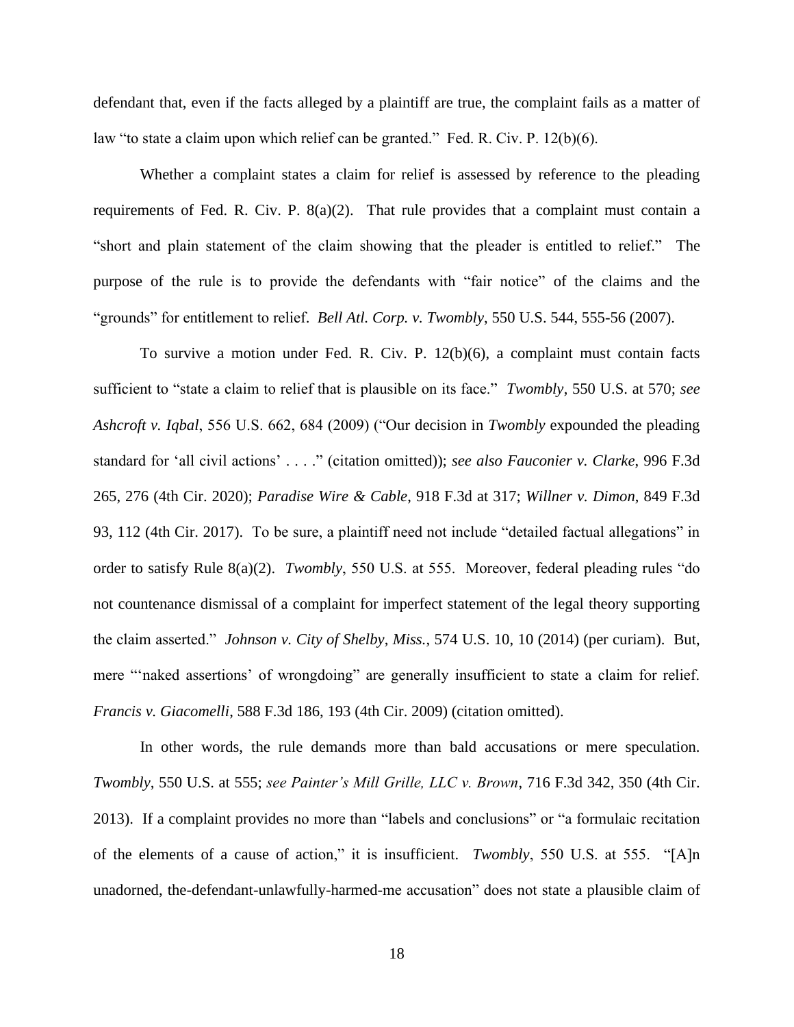defendant that, even if the facts alleged by a plaintiff are true, the complaint fails as a matter of law "to state a claim upon which relief can be granted." Fed. R. Civ. P. 12(b)(6).

Whether a complaint states a claim for relief is assessed by reference to the pleading requirements of Fed. R. Civ. P. 8(a)(2). That rule provides that a complaint must contain a "short and plain statement of the claim showing that the pleader is entitled to relief." The purpose of the rule is to provide the defendants with "fair notice" of the claims and the "grounds" for entitlement to relief. *Bell Atl. Corp. v. Twombly*, 550 U.S. 544, 555-56 (2007).

To survive a motion under Fed. R. Civ. P. 12(b)(6), a complaint must contain facts sufficient to "state a claim to relief that is plausible on its face." *Twombly*, 550 U.S. at 570; *see Ashcroft v. Iqbal*, 556 U.S. 662, 684 (2009) ("Our decision in *Twombly* expounded the pleading standard for 'all civil actions' . . . ." (citation omitted)); *see also Fauconier v. Clarke*, 996 F.3d 265, 276 (4th Cir. 2020); *Paradise Wire & Cable*, 918 F.3d at 317; *Willner v. Dimon*, 849 F.3d 93, 112 (4th Cir. 2017). To be sure, a plaintiff need not include "detailed factual allegations" in order to satisfy Rule 8(a)(2). *Twombly*, 550 U.S. at 555. Moreover, federal pleading rules "do not countenance dismissal of a complaint for imperfect statement of the legal theory supporting the claim asserted." *Johnson v. City of Shelby*, *Miss.*, 574 U.S. 10, 10 (2014) (per curiam). But, mere "'naked assertions' of wrongdoing" are generally insufficient to state a claim for relief. *Francis v. Giacomelli*, 588 F.3d 186, 193 (4th Cir. 2009) (citation omitted).

In other words, the rule demands more than bald accusations or mere speculation. *Twombly*, 550 U.S. at 555; *see Painter's Mill Grille, LLC v. Brown*, 716 F.3d 342, 350 (4th Cir. 2013). If a complaint provides no more than "labels and conclusions" or "a formulaic recitation of the elements of a cause of action," it is insufficient. *Twombly*, 550 U.S. at 555. "[A]n unadorned, the-defendant-unlawfully-harmed-me accusation" does not state a plausible claim of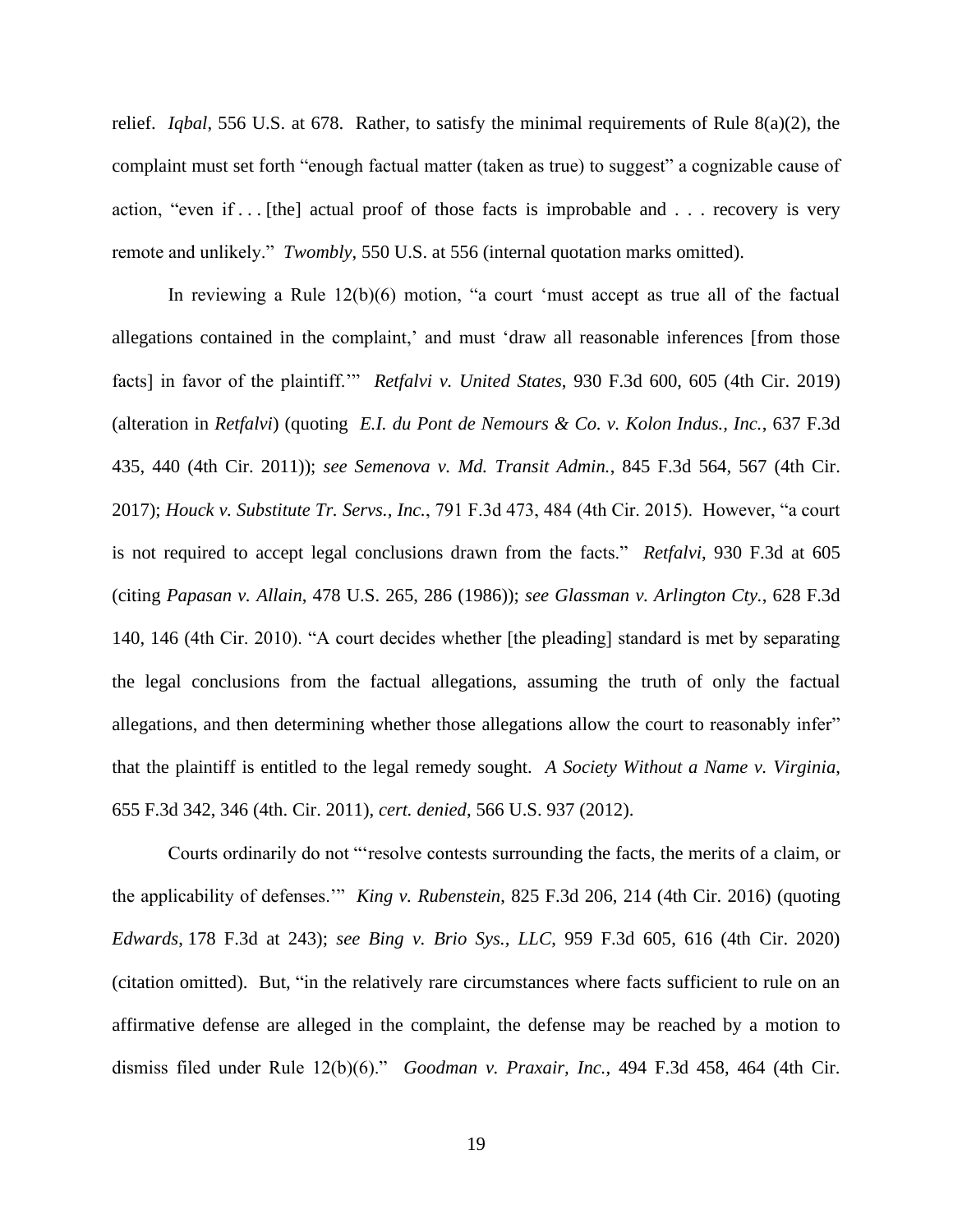relief. *Iqbal*, 556 U.S. at 678. Rather, to satisfy the minimal requirements of Rule 8(a)(2), the complaint must set forth "enough factual matter (taken as true) to suggest" a cognizable cause of action, "even if . . . [the] actual proof of those facts is improbable and . . . recovery is very remote and unlikely." *Twombly*, 550 U.S. at 556 (internal quotation marks omitted).

In reviewing a Rule 12(b)(6) motion, "a court 'must accept as true all of the factual allegations contained in the complaint,' and must 'draw all reasonable inferences [from those facts] in favor of the plaintiff.'" *Retfalvi v. United States*, 930 F.3d 600, 605 (4th Cir. 2019) (alteration in *Retfalvi*) (quoting *E.I. du Pont de Nemours & Co. v. Kolon Indus., Inc.*, 637 F.3d 435, 440 (4th Cir. 2011)); *see Semenova v. Md. Transit Admin.*, 845 F.3d 564, 567 (4th Cir. 2017); *Houck v. Substitute Tr. Servs., Inc.*, 791 F.3d 473, 484 (4th Cir. 2015). However, "a court is not required to accept legal conclusions drawn from the facts." *Retfalvi*, 930 F.3d at 605 (citing *Papasan v. Allain*, 478 U.S. 265, 286 (1986)); *see Glassman v. Arlington Cty.*, 628 F.3d 140, 146 (4th Cir. 2010). "A court decides whether [the pleading] standard is met by separating the legal conclusions from the factual allegations, assuming the truth of only the factual allegations, and then determining whether those allegations allow the court to reasonably infer" that the plaintiff is entitled to the legal remedy sought. *A Society Without a Name v. Virginia*, 655 F.3d 342, 346 (4th. Cir. 2011), *cert. denied*, 566 U.S. 937 (2012).

Courts ordinarily do not "'resolve contests surrounding the facts, the merits of a claim, or the applicability of defenses.'" *King v. Rubenstein*, 825 F.3d 206, 214 (4th Cir. 2016) (quoting *Edwards*, 178 F.3d at 243); *see Bing v. Brio Sys., LLC*, 959 F.3d 605, 616 (4th Cir. 2020) (citation omitted). But, "in the relatively rare circumstances where facts sufficient to rule on an affirmative defense are alleged in the complaint, the defense may be reached by a motion to dismiss filed under Rule 12(b)(6)." *Goodman v. Praxair, Inc.*, 494 F.3d 458, 464 (4th Cir.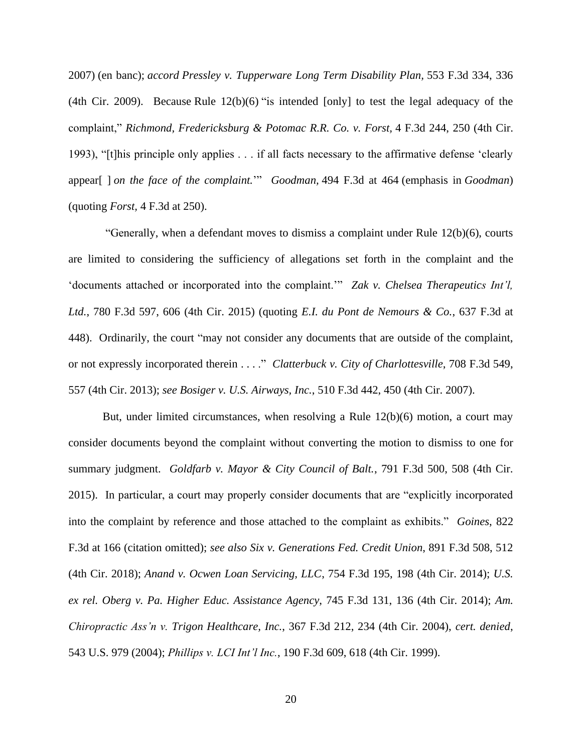2007) (en banc); *accord Pressley v. Tupperware Long Term Disability Plan*, 553 F.3d 334, 336 (4th Cir. 2009). Because Rule 12(b)(6) "is intended [only] to test the legal adequacy of the complaint," *Richmond, Fredericksburg & Potomac R.R. Co. v. Forst*, 4 F.3d 244, 250 (4th Cir. 1993), "[t]his principle only applies . . . if all facts necessary to the affirmative defense 'clearly appear[ ] *on the face of the complaint.*'" *Goodman*, 494 F.3d at 464 (emphasis in *Goodman*) (quoting *Forst*, 4 F.3d at 250).

"Generally, when a defendant moves to dismiss a complaint under Rule 12(b)(6), courts are limited to considering the sufficiency of allegations set forth in the complaint and the 'documents attached or incorporated into the complaint.'" *Zak v. Chelsea Therapeutics Int'l, Ltd.*, 780 F.3d 597, 606 (4th Cir. 2015) (quoting *E.I. du Pont de Nemours & Co.*, 637 F.3d at 448). Ordinarily, the court "may not consider any documents that are outside of the complaint, or not expressly incorporated therein . . . ." *Clatterbuck v. City of Charlottesville*, 708 F.3d 549, 557 (4th Cir. 2013); *see Bosiger v. U.S. Airways, Inc.*, 510 F.3d 442, 450 (4th Cir. 2007).

But, under limited circumstances, when resolving a Rule 12(b)(6) motion, a court may consider documents beyond the complaint without converting the motion to dismiss to one for summary judgment. *Goldfarb v. Mayor & City Council of Balt.*, 791 F.3d 500, 508 (4th Cir. 2015). In particular, a court may properly consider documents that are "explicitly incorporated into the complaint by reference and those attached to the complaint as exhibits." *Goines*, 822 F.3d at 166 (citation omitted); *see also Six v. Generations Fed. Credit Union*, 891 F.3d 508, 512 (4th Cir. 2018); *Anand v. Ocwen Loan Servicing, LLC*, 754 F.3d 195, 198 (4th Cir. 2014); *U.S. ex rel. Oberg v. Pa. Higher Educ. Assistance Agency*, 745 F.3d 131, 136 (4th Cir. 2014); *Am. Chiropractic Ass'n v. Trigon Healthcare, Inc.*, 367 F.3d 212, 234 (4th Cir. 2004), *cert. denied*, 543 U.S. 979 (2004); *Phillips v. LCI Int'l Inc.*, 190 F.3d 609, 618 (4th Cir. 1999).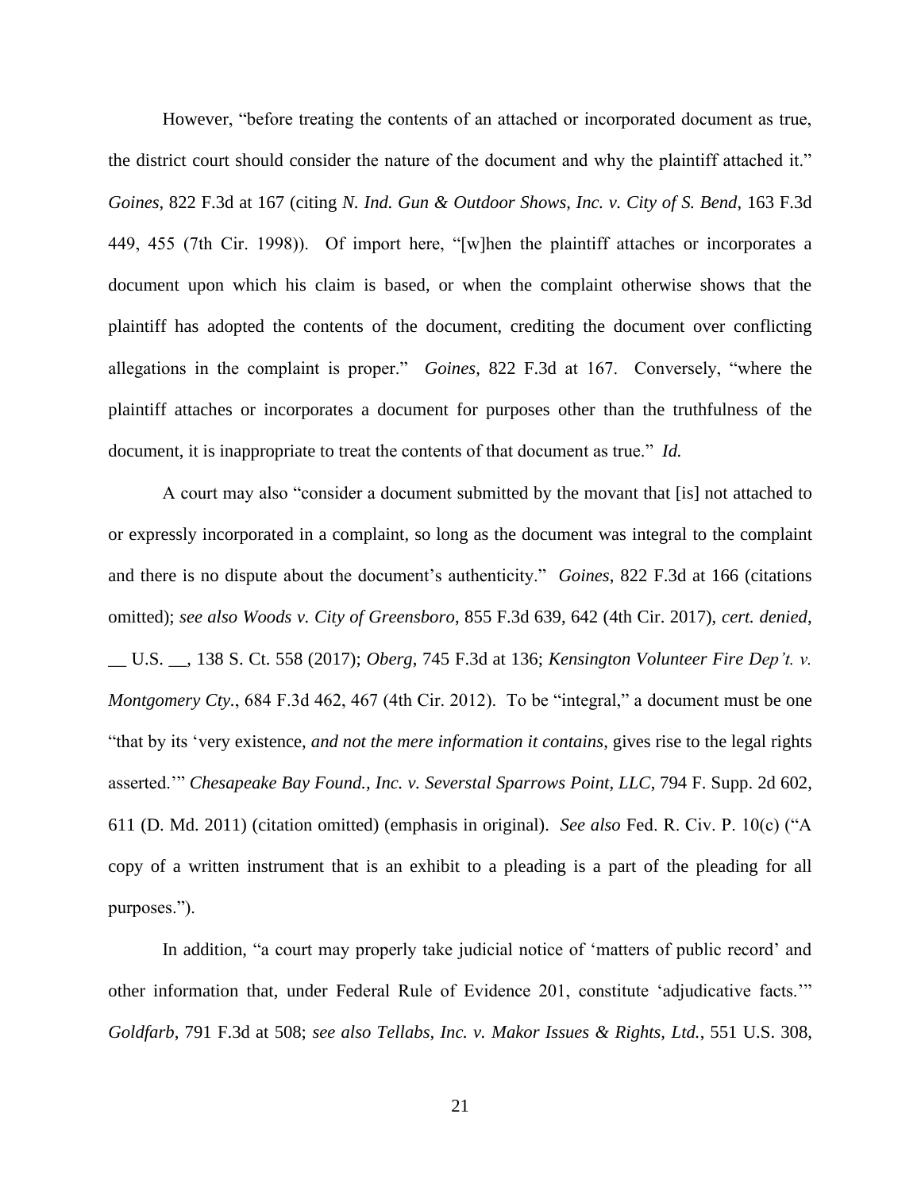However, "before treating the contents of an attached or incorporated document as true, the district court should consider the nature of the document and why the plaintiff attached it." *Goines*, 822 F.3d at 167 (citing *N. Ind. Gun & Outdoor Shows, Inc. v. City of S. Bend*, 163 F.3d 449, 455 (7th Cir. 1998)). Of import here, "[w]hen the plaintiff attaches or incorporates a document upon which his claim is based, or when the complaint otherwise shows that the plaintiff has adopted the contents of the document, crediting the document over conflicting allegations in the complaint is proper." *Goines*, 822 F.3d at 167. Conversely, "where the plaintiff attaches or incorporates a document for purposes other than the truthfulness of the document, it is inappropriate to treat the contents of that document as true." *Id.*

A court may also "consider a document submitted by the movant that [is] not attached to or expressly incorporated in a complaint, so long as the document was integral to the complaint and there is no dispute about the document's authenticity." *Goines*, 822 F.3d at 166 (citations omitted); *see also Woods v. City of Greensboro*, 855 F.3d 639, 642 (4th Cir. 2017), *cert. denied*, __ U.S. __, 138 S. Ct. 558 (2017); *Oberg*, 745 F.3d at 136; *Kensington Volunteer Fire Dep't. v. Montgomery Cty.*, 684 F.3d 462, 467 (4th Cir. 2012). To be "integral," a document must be one "that by its 'very existence, *and not the mere information it contains*, gives rise to the legal rights asserted.'" *Chesapeake Bay Found., Inc. v. Severstal Sparrows Point, LLC*, 794 F. Supp. 2d 602, 611 (D. Md. 2011) (citation omitted) (emphasis in original). *See also* Fed. R. Civ. P. 10(c) ("A copy of a written instrument that is an exhibit to a pleading is a part of the pleading for all purposes.").

In addition, "a court may properly take judicial notice of 'matters of public record' and other information that, under Federal Rule of Evidence 201, constitute 'adjudicative facts.'" *Goldfarb*, 791 F.3d at 508; *see also Tellabs, Inc. v. Makor Issues & Rights, Ltd.*, 551 U.S. 308,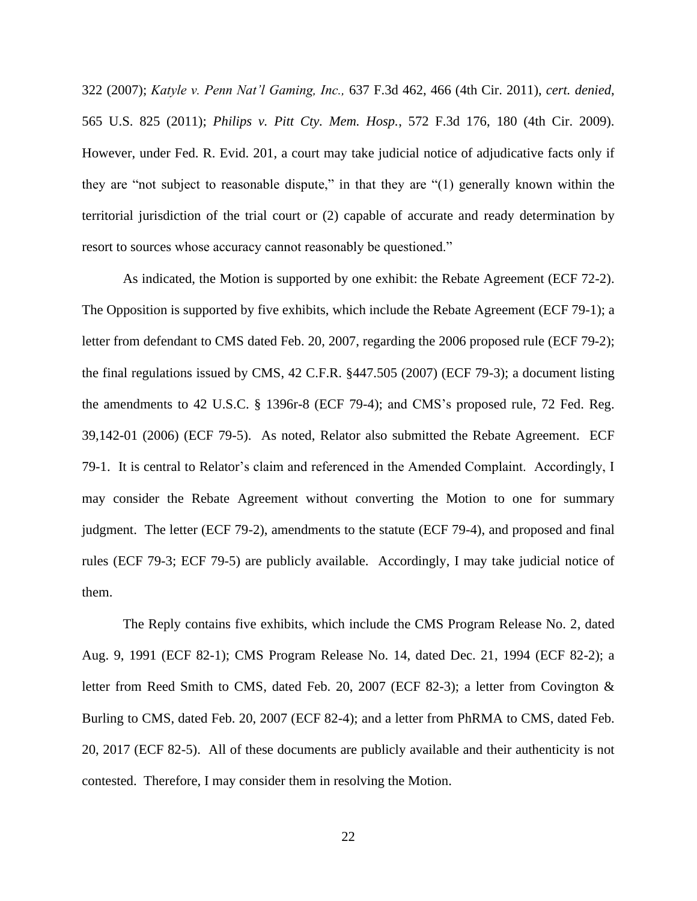322 (2007); *Katyle v. Penn Nat'l Gaming, Inc.,* 637 F.3d 462, 466 (4th Cir. 2011), *cert. denied*, 565 U.S. 825 (2011); *Philips v. Pitt Cty. Mem. Hosp.*, 572 F.3d 176, 180 (4th Cir. 2009). However, under Fed. R. Evid. 201, a court may take judicial notice of adjudicative facts only if they are "not subject to reasonable dispute," in that they are "(1) generally known within the territorial jurisdiction of the trial court or (2) capable of accurate and ready determination by resort to sources whose accuracy cannot reasonably be questioned."

As indicated, the Motion is supported by one exhibit: the Rebate Agreement (ECF 72-2). The Opposition is supported by five exhibits, which include the Rebate Agreement (ECF 79-1); a letter from defendant to CMS dated Feb. 20, 2007, regarding the 2006 proposed rule (ECF 79-2); the final regulations issued by CMS, 42 C.F.R. §447.505 (2007) (ECF 79-3); a document listing the amendments to 42 U.S.C. § 1396r-8 (ECF 79-4); and CMS's proposed rule, 72 Fed. Reg. 39,142-01 (2006) (ECF 79-5). As noted, Relator also submitted the Rebate Agreement. ECF 79-1. It is central to Relator's claim and referenced in the Amended Complaint. Accordingly, I may consider the Rebate Agreement without converting the Motion to one for summary judgment. The letter (ECF 79-2), amendments to the statute (ECF 79-4), and proposed and final rules (ECF 79-3; ECF 79-5) are publicly available. Accordingly, I may take judicial notice of them.

The Reply contains five exhibits, which include the CMS Program Release No. 2, dated Aug. 9, 1991 (ECF 82-1); CMS Program Release No. 14, dated Dec. 21, 1994 (ECF 82-2); a letter from Reed Smith to CMS, dated Feb. 20, 2007 (ECF 82-3); a letter from Covington & Burling to CMS, dated Feb. 20, 2007 (ECF 82-4); and a letter from PhRMA to CMS, dated Feb. 20, 2017 (ECF 82-5). All of these documents are publicly available and their authenticity is not contested. Therefore, I may consider them in resolving the Motion.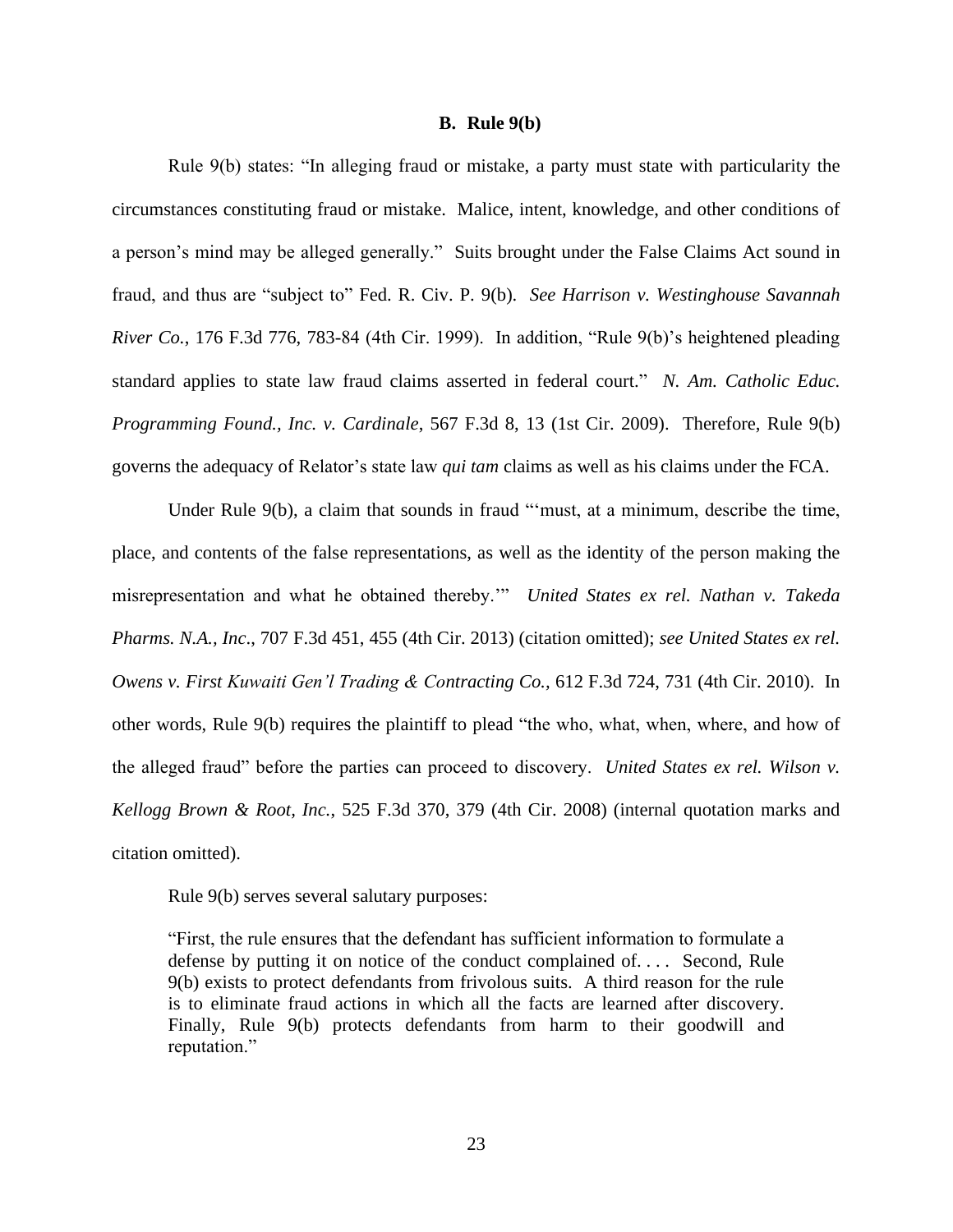### B. Rule 9(b)

Rule 9(b) states: "In alleging fraud or mistake, a party must state with particularity the circumstances constituting fraud or mistake. Malice, intent, knowledge, and other conditions of a person's mind may be alleged generally." Suits brought under the False Claims Act sound in fraud, and thus are "subject to" Fed. R. Civ. P. 9(b). *See Harrison v. Westinghouse Savannah River Co.*, 176 F.3d 776, 783-84 (4th Cir. 1999). In addition, "Rule 9(b)'s heightened pleading standard applies to state law fraud claims asserted in federal court." *N. Am. Catholic Educ. Programming Found., Inc. v. Cardinale*, 567 F.3d 8, 13 (1st Cir. 2009). Therefore, Rule 9(b) governs the adequacy of Relator's state law *qui tam* claims as well as his claims under the FCA.

Under Rule 9(b), a claim that sounds in fraud "'must, at a minimum, describe the time, place, and contents of the false representations, as well as the identity of the person making the misrepresentation and what he obtained thereby.'" *United States ex rel. Nathan v. Takeda Pharms. N.A., Inc*., 707 F.3d 451, 455 (4th Cir. 2013) (citation omitted); *see United States ex rel. Owens v. First Kuwaiti Gen'l Trading & Contracting Co.*, 612 F.3d 724, 731 (4th Cir. 2010). In other words, Rule 9(b) requires the plaintiff to plead "the who, what, when, where, and how of the alleged fraud" before the parties can proceed to discovery. *United States ex rel. Wilson v. Kellogg Brown & Root, Inc.*, 525 F.3d 370, 379 (4th Cir. 2008) (internal quotation marks and citation omitted).

Rule 9(b) serves several salutary purposes:

> "First, the rule ensures that the defendant has sufficient information to formulate a defense by putting it on notice of the conduct complained of. . . . Second, Rule 9(b) exists to protect defendants from frivolous suits. A third reason for the rule is to eliminate fraud actions in which all the facts are learned after discovery. Finally, Rule 9(b) protects defendants from harm to their goodwill and reputation."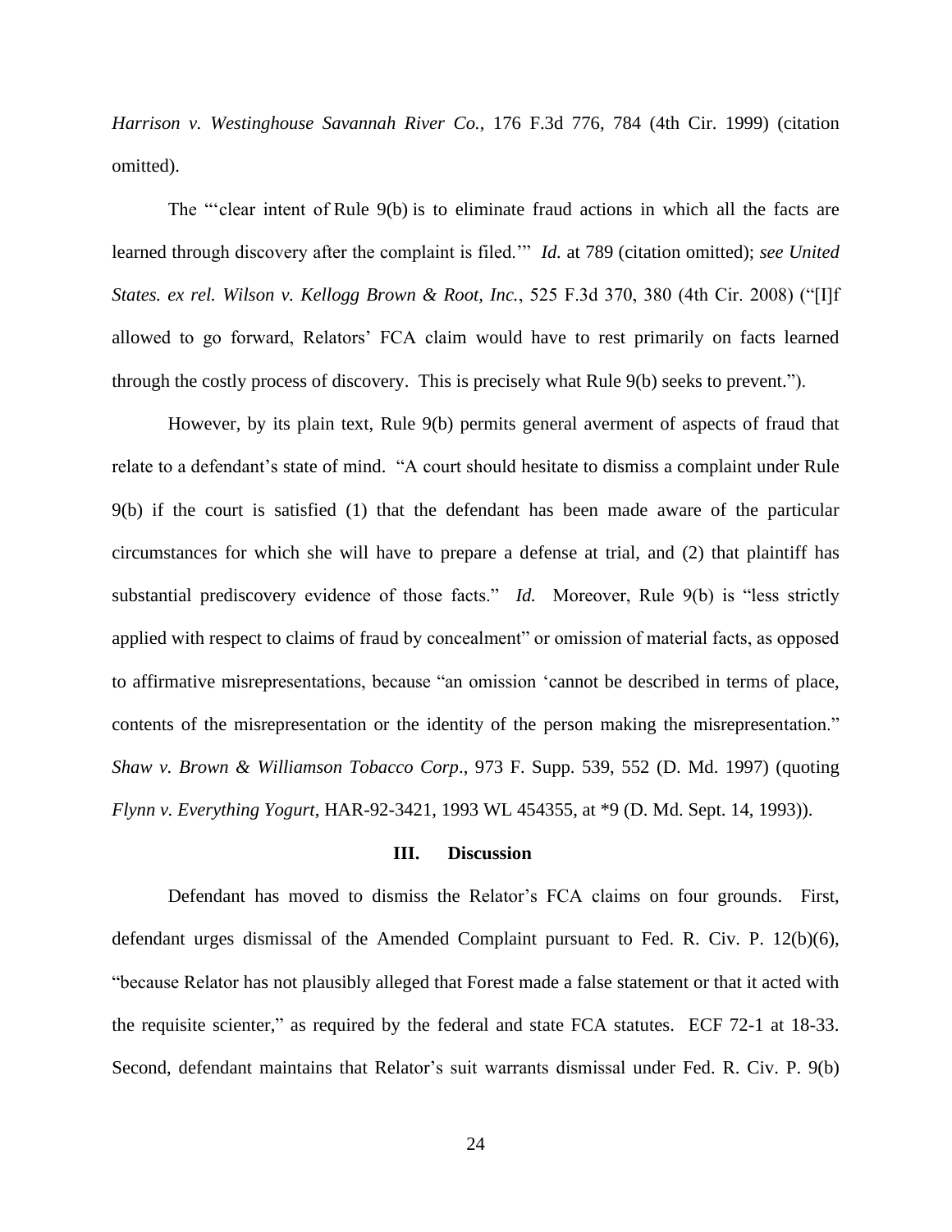*Harrison v. Westinghouse Savannah River Co.*, 176 F.3d 776, 784 (4th Cir. 1999) (citation omitted).

The "'clear intent of Rule 9(b) is to eliminate fraud actions in which all the facts are learned through discovery after the complaint is filed.'" *Id.* at 789 (citation omitted); *see United States. ex rel. Wilson v. Kellogg Brown & Root, Inc.*, 525 F.3d 370, 380 (4th Cir. 2008) ("[I]f allowed to go forward, Relators' FCA claim would have to rest primarily on facts learned through the costly process of discovery. This is precisely what Rule 9(b) seeks to prevent.").

However, by its plain text, Rule 9(b) permits general averment of aspects of fraud that relate to a defendant's state of mind. "A court should hesitate to dismiss a complaint under Rule 9(b) if the court is satisfied (1) that the defendant has been made aware of the particular circumstances for which she will have to prepare a defense at trial, and (2) that plaintiff has substantial prediscovery evidence of those facts." *Id.* Moreover, Rule 9(b) is "less strictly applied with respect to claims of fraud by concealment" or omission of material facts, as opposed to affirmative misrepresentations, because "an omission 'cannot be described in terms of place, contents of the misrepresentation or the identity of the person making the misrepresentation." *Shaw v. Brown & Williamson Tobacco Corp*., 973 F. Supp. 539, 552 (D. Md. 1997) (quoting *Flynn v. Everything Yogurt*, HAR-92-3421, 1993 WL 454355, at *9 (D. Md. Sept. 14, 1993)).

## III. Discussion

Defendant has moved to dismiss the Relator's FCA claims on four grounds. First, defendant urges dismissal of the Amended Complaint pursuant to Fed. R. Civ. P. 12(b)(6), "because Relator has not plausibly alleged that Forest made a false statement or that it acted with the requisite scienter," as required by the federal and state FCA statutes. ECF 72-1 at 18-33. Second, defendant maintains that Relator's suit warrants dismissal under Fed. R. Civ. P. 9(b)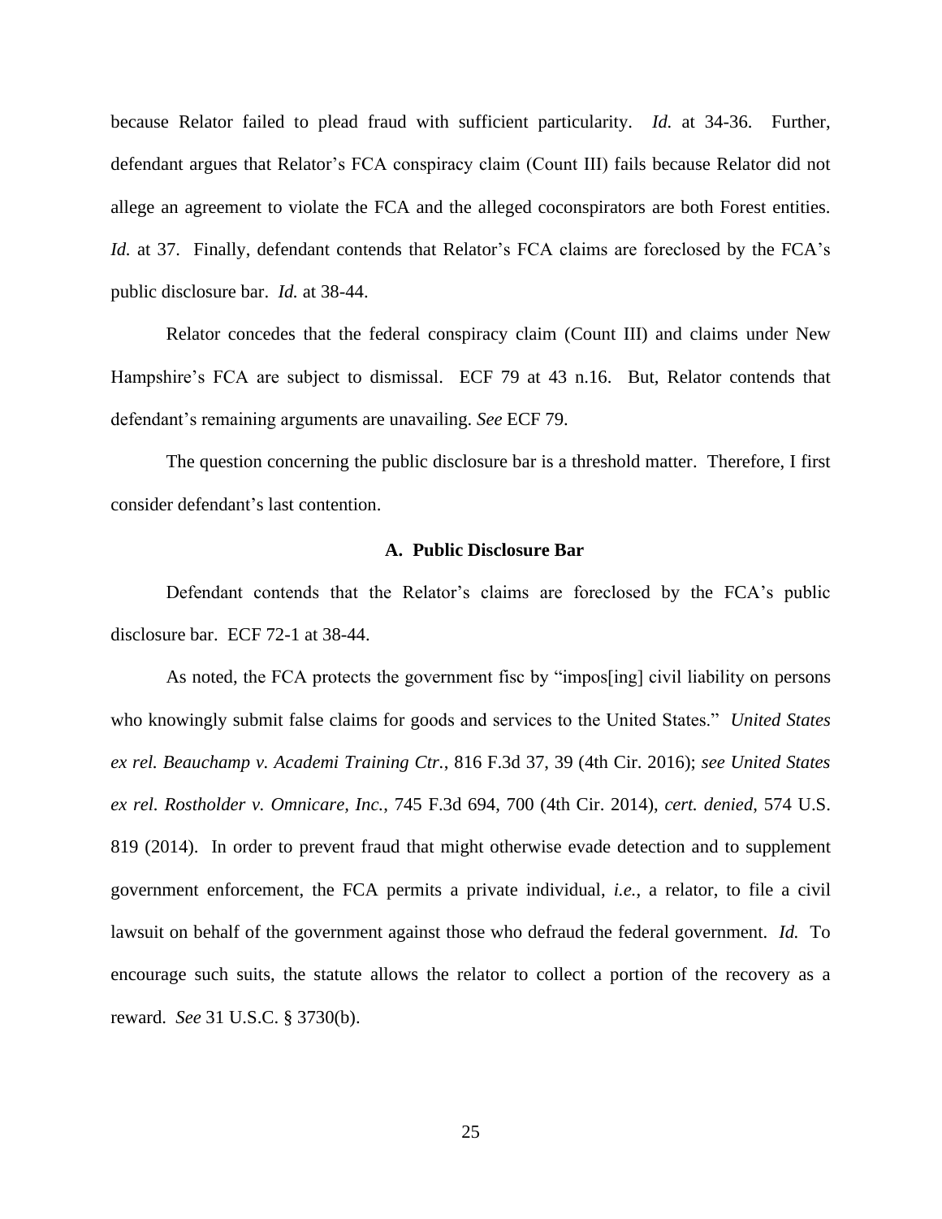because Relator failed to plead fraud with sufficient particularity. *Id.* at 34-36. Further, defendant argues that Relator's FCA conspiracy claim (Count III) fails because Relator did not allege an agreement to violate the FCA and the alleged coconspirators are both Forest entities. *Id.* at 37. Finally, defendant contends that Relator's FCA claims are foreclosed by the FCA's public disclosure bar. *Id.* at 38-44.

Relator concedes that the federal conspiracy claim (Count III) and claims under New Hampshire's FCA are subject to dismissal. ECF 79 at 43 n.16. But, Relator contends that defendant's remaining arguments are unavailing. *See* ECF 79.

The question concerning the public disclosure bar is a threshold matter. Therefore, I first consider defendant's last contention.

### A. Public Disclosure Bar

Defendant contends that the Relator's claims are foreclosed by the FCA's public disclosure bar. ECF 72-1 at 38-44.

As noted, the FCA protects the government fisc by "impos[ing] civil liability on persons who knowingly submit false claims for goods and services to the United States." *United States ex rel. Beauchamp v. Academi Training Ctr.*, 816 F.3d 37, 39 (4th Cir. 2016); *see United States ex rel. Rostholder v. Omnicare, Inc.*, 745 F.3d 694, 700 (4th Cir. 2014), *cert. denied*, 574 U.S. 819 (2014). In order to prevent fraud that might otherwise evade detection and to supplement government enforcement, the FCA permits a private individual, *i.e.*, a relator, to file a civil lawsuit on behalf of the government against those who defraud the federal government. *Id.* To encourage such suits, the statute allows the relator to collect a portion of the recovery as a reward. *See* 31 U.S.C. § 3730(b).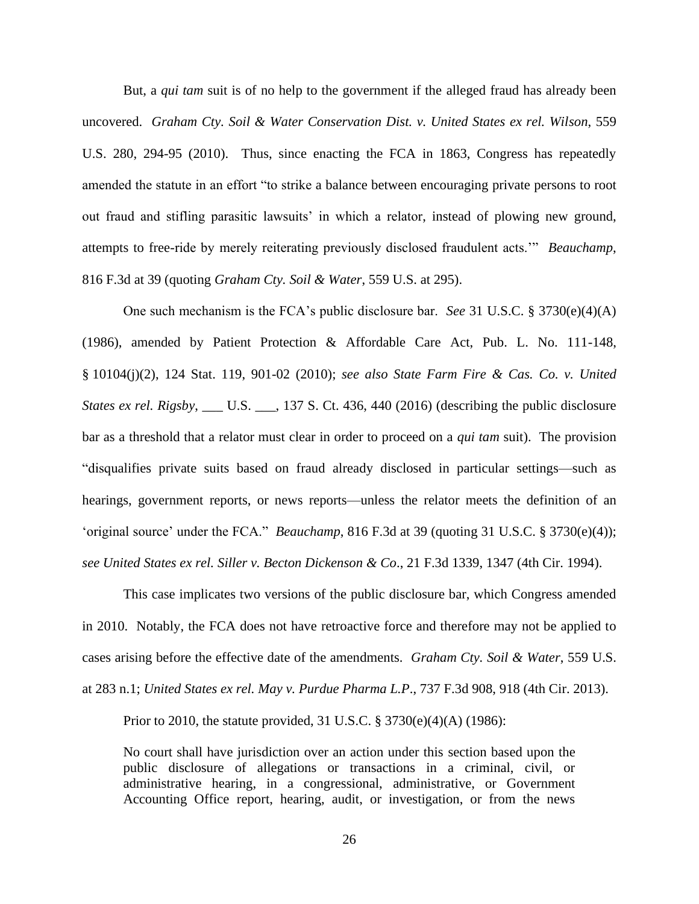But, a *qui tam* suit is of no help to the government if the alleged fraud has already been uncovered. *Graham Cty. Soil & Water Conservation Dist. v. United States ex rel. Wilson*, 559 U.S. 280, 294-95 (2010). Thus, since enacting the FCA in 1863, Congress has repeatedly amended the statute in an effort "to strike a balance between encouraging private persons to root out fraud and stifling parasitic lawsuits' in which a relator, instead of plowing new ground, attempts to free-ride by merely reiterating previously disclosed fraudulent acts.'" *Beauchamp*, 816 F.3d at 39 (quoting *Graham Cty. Soil & Water*, 559 U.S. at 295).

One such mechanism is the FCA's public disclosure bar. *See* 31 U.S.C. § 3730(e)(4)(A) (1986), amended by Patient Protection & Affordable Care Act, Pub. L. No. 111-148, § 10104(j)(2), 124 Stat. 119, 901-02 (2010); *see also State Farm Fire & Cas. Co. v. United States ex rel. Rigsby*, ___ U.S. ___, 137 S. Ct. 436, 440 (2016) (describing the public disclosure bar as a threshold that a relator must clear in order to proceed on a *qui tam* suit). The provision "disqualifies private suits based on fraud already disclosed in particular settings—such as hearings, government reports, or news reports—unless the relator meets the definition of an 'original source' under the FCA." *Beauchamp*, 816 F.3d at 39 (quoting 31 U.S.C. § 3730(e)(4)); *see United States ex rel. Siller v. Becton Dickenson & Co*., 21 F.3d 1339, 1347 (4th Cir. 1994).

This case implicates two versions of the public disclosure bar, which Congress amended in 2010. Notably, the FCA does not have retroactive force and therefore may not be applied to cases arising before the effective date of the amendments. *Graham Cty. Soil & Water*, 559 U.S. at 283 n.1; *United States ex rel. May v. Purdue Pharma L.P*., 737 F.3d 908, 918 (4th Cir. 2013).

Prior to 2010, the statute provided, 31 U.S.C. § 3730(e)(4)(A) (1986):

> No court shall have jurisdiction over an action under this section based upon the public disclosure of allegations or transactions in a criminal, civil, or administrative hearing, in a congressional, administrative, or Government Accounting Office report, hearing, audit, or investigation, or from the news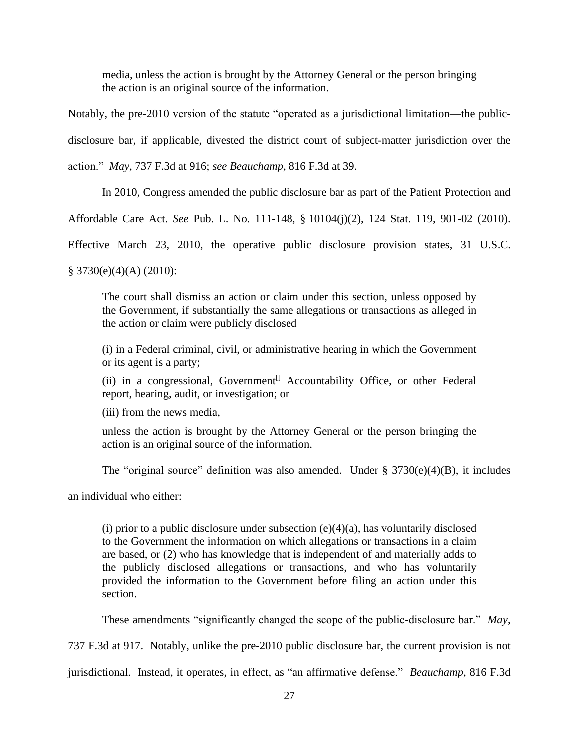> media, unless the action is brought by the Attorney General or the person bringing the action is an original source of the information.

Notably, the pre-2010 version of the statute "operated as a jurisdictional limitation—the public-disclosure bar, if applicable, divested the district court of subject-matter jurisdiction over the action." *May*, 737 F.3d at 916; *see Beauchamp*, 816 F.3d at 39.

In 2010, Congress amended the public disclosure bar as part of the Patient Protection and Affordable Care Act. *See* Pub. L. No. 111-148, § 10104(j)(2), 124 Stat. 119, 901-02 (2010). Effective March 23, 2010, the operative public disclosure provision states, 31 U.S.C. § 3730(e)(4)(A) (2010):

> The court shall dismiss an action or claim under this section, unless opposed by the Government, if substantially the same allegations or transactions as alleged in the action or claim were publicly disclosed—
>
> (i) in a Federal criminal, civil, or administrative hearing in which the Government or its agent is a party;
>
> (ii) in a congressional, Government[] Accountability Office, or other Federal report, hearing, audit, or investigation; or
>
> (iii) from the news media,
>
> unless the action is brought by the Attorney General or the person bringing the action is an original source of the information.

The "original source" definition was also amended. Under § 3730(e)(4)(B), it includes an individual who either:

> (i) prior to a public disclosure under subsection (e)(4)(a), has voluntarily disclosed to the Government the information on which allegations or transactions in a claim are based, or (2) who has knowledge that is independent of and materially adds to the publicly disclosed allegations or transactions, and who has voluntarily provided the information to the Government before filing an action under this section.

These amendments "significantly changed the scope of the public-disclosure bar." *May*, 737 F.3d at 917. Notably, unlike the pre-2010 public disclosure bar, the current provision is not jurisdictional. Instead, it operates, in effect, as "an affirmative defense." *Beauchamp*, 816 F.3d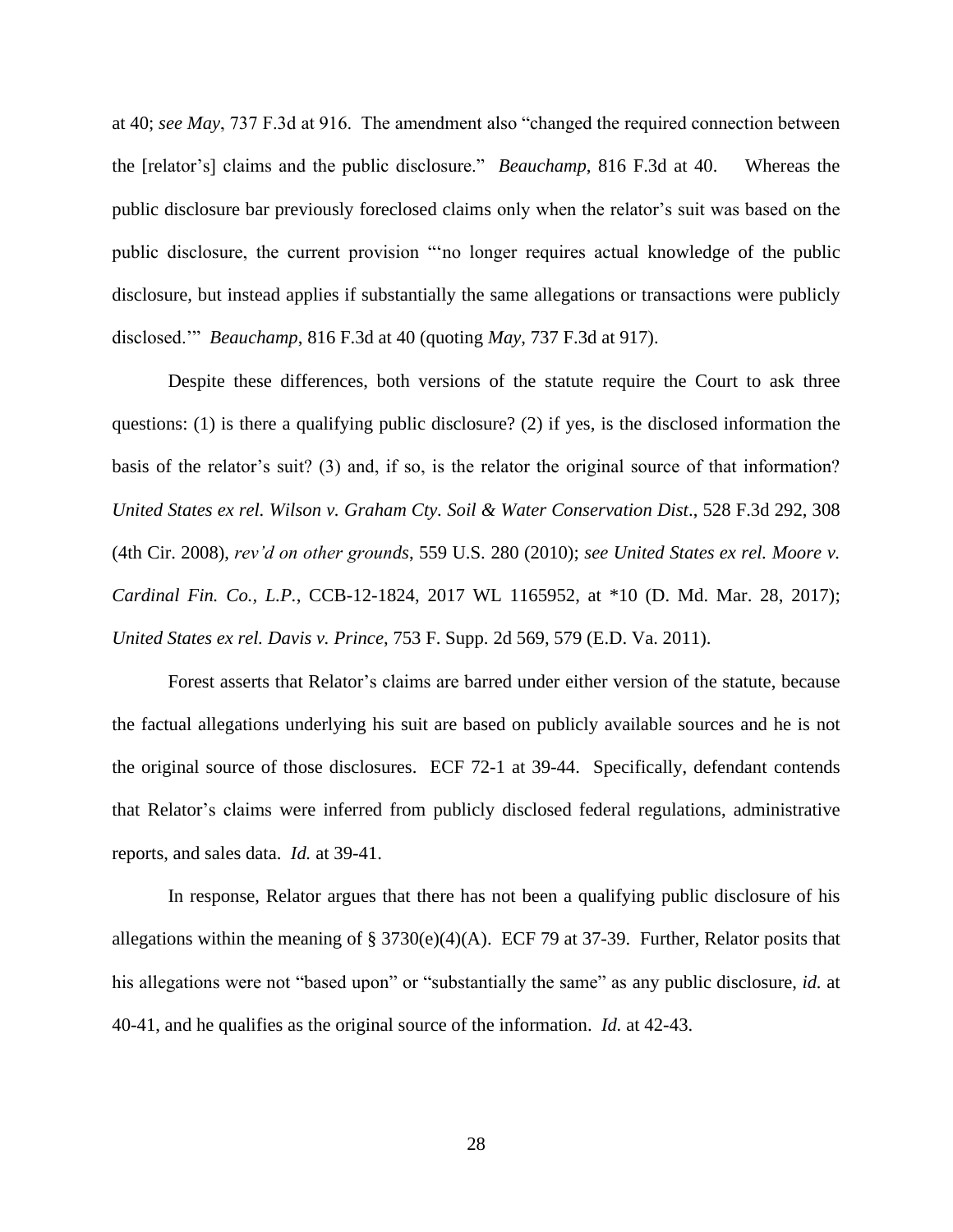at 40; *see May*, 737 F.3d at 916. The amendment also "changed the required connection between the [relator's] claims and the public disclosure." *Beauchamp*, 816 F.3d at 40. Whereas the public disclosure bar previously foreclosed claims only when the relator's suit was based on the public disclosure, the current provision "'no longer requires actual knowledge of the public disclosure, but instead applies if substantially the same allegations or transactions were publicly disclosed.'" *Beauchamp*, 816 F.3d at 40 (quoting *May*, 737 F.3d at 917).

Despite these differences, both versions of the statute require the Court to ask three questions: (1) is there a qualifying public disclosure? (2) if yes, is the disclosed information the basis of the relator's suit? (3) and, if so, is the relator the original source of that information? *United States ex rel. Wilson v. Graham Cty. Soil & Water Conservation Dist*., 528 F.3d 292, 308 (4th Cir. 2008), *rev'd on other grounds*, 559 U.S. 280 (2010); *see United States ex rel. Moore v. Cardinal Fin. Co., L.P.*, CCB-12-1824, 2017 WL 1165952, at *10 (D. Md. Mar. 28, 2017); *United States ex rel. Davis v. Prince*, 753 F. Supp. 2d 569, 579 (E.D. Va. 2011).

Forest asserts that Relator's claims are barred under either version of the statute, because the factual allegations underlying his suit are based on publicly available sources and he is not the original source of those disclosures. ECF 72-1 at 39-44. Specifically, defendant contends that Relator's claims were inferred from publicly disclosed federal regulations, administrative reports, and sales data. *Id.* at 39-41.

In response, Relator argues that there has not been a qualifying public disclosure of his allegations within the meaning of § 3730(e)(4)(A). ECF 79 at 37-39. Further, Relator posits that his allegations were not "based upon" or "substantially the same" as any public disclosure, *id.* at 40-41, and he qualifies as the original source of the information. *Id.* at 42-43.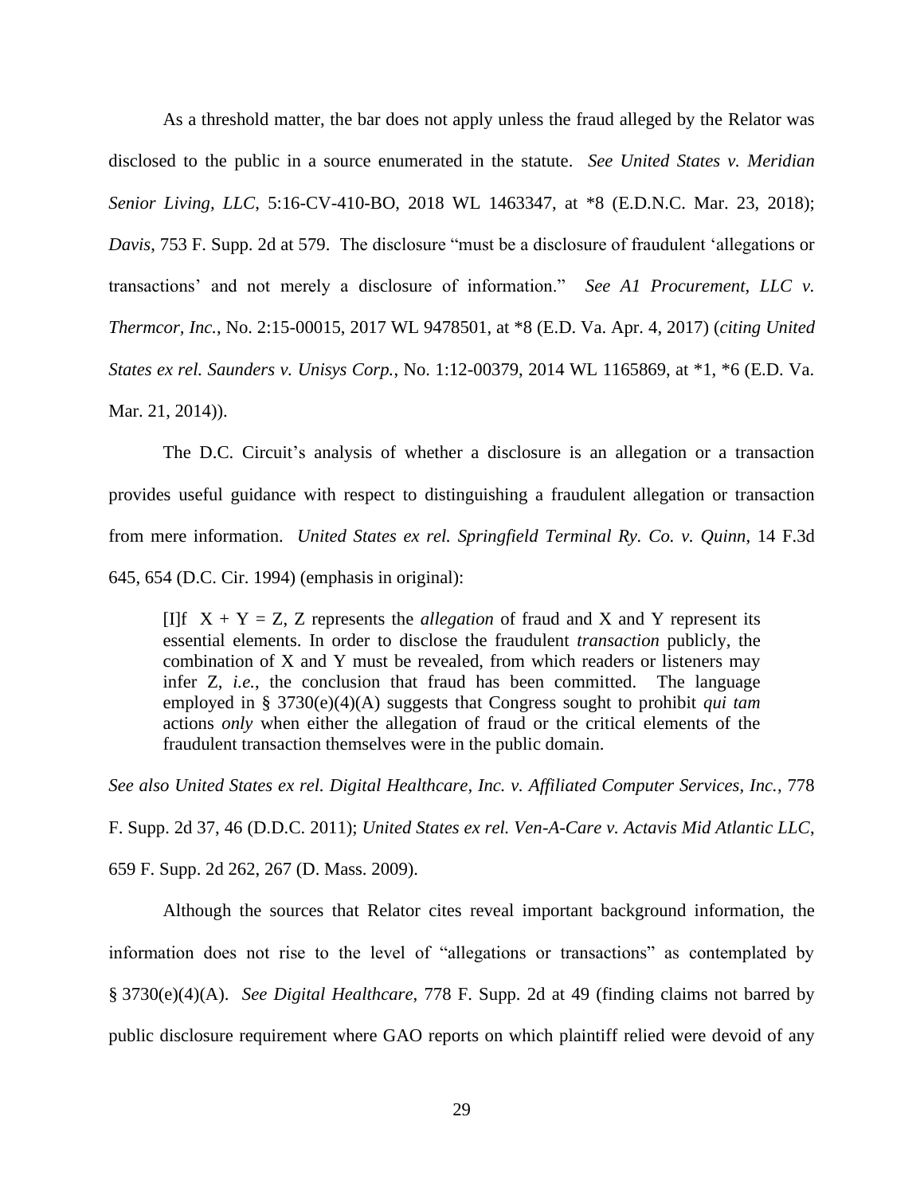As a threshold matter, the bar does not apply unless the fraud alleged by the Relator was disclosed to the public in a source enumerated in the statute. *See United States v. Meridian Senior Living, LLC*, 5:16-CV-410-BO, 2018 WL 1463347, at *8 (E.D.N.C. Mar. 23, 2018); *Davis*, 753 F. Supp. 2d at 579. The disclosure "must be a disclosure of fraudulent 'allegations or transactions' and not merely a disclosure of information." *See A1 Procurement, LLC v. Thermcor, Inc.*, No. 2:15-00015, 2017 WL 9478501, at *8 (E.D. Va. Apr. 4, 2017) (*citing United States ex rel. Saunders v. Unisys Corp.*, No. 1:12-00379, 2014 WL 1165869, at *1, *6 (E.D. Va. Mar. 21, 2014)).

The D.C. Circuit's analysis of whether a disclosure is an allegation or a transaction provides useful guidance with respect to distinguishing a fraudulent allegation or transaction from mere information. *United States ex rel. Springfield Terminal Ry. Co. v. Quinn*, 14 F.3d 645, 654 (D.C. Cir. 1994) (emphasis in original):

> [I]f X + Y = Z, Z represents the *allegation* of fraud and X and Y represent its essential elements. In order to disclose the fraudulent *transaction* publicly, the combination of X and Y must be revealed, from which readers or listeners may infer Z, *i.e.*, the conclusion that fraud has been committed. The language employed in § 3730(e)(4)(A) suggests that Congress sought to prohibit *qui tam* actions *only* when either the allegation of fraud or the critical elements of the fraudulent transaction themselves were in the public domain.

*See also United States ex rel. Digital Healthcare, Inc. v. Affiliated Computer Services, Inc.*, 778 F. Supp. 2d 37, 46 (D.D.C. 2011); *United States ex rel. Ven-A-Care v. Actavis Mid Atlantic LLC*, 659 F. Supp. 2d 262, 267 (D. Mass. 2009).

Although the sources that Relator cites reveal important background information, the information does not rise to the level of "allegations or transactions" as contemplated by § 3730(e)(4)(A). *See Digital Healthcare*, 778 F. Supp. 2d at 49 (finding claims not barred by public disclosure requirement where GAO reports on which plaintiff relied were devoid of any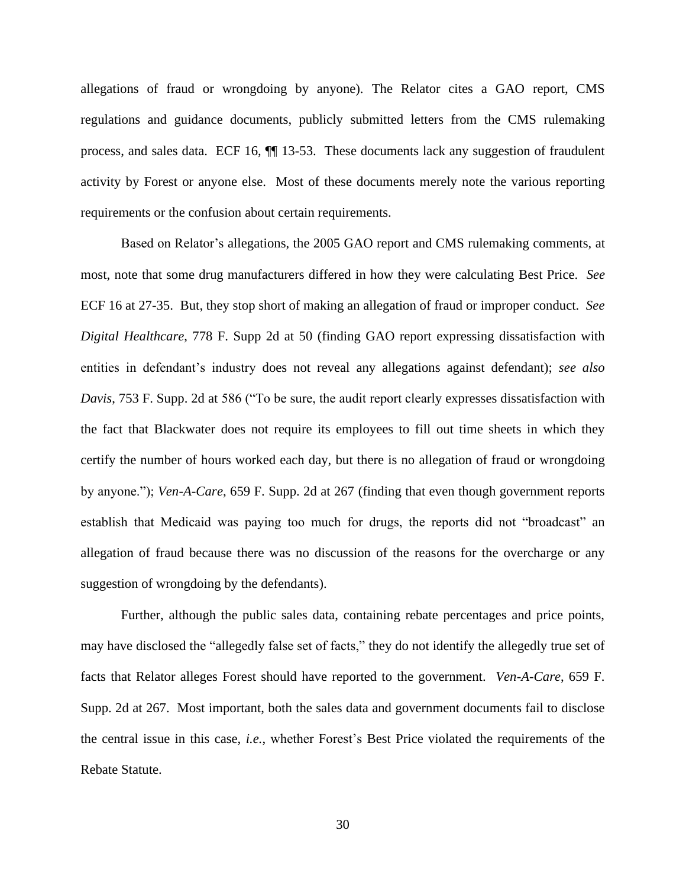allegations of fraud or wrongdoing by anyone). The Relator cites a GAO report, CMS regulations and guidance documents, publicly submitted letters from the CMS rulemaking process, and sales data. ECF 16, ¶¶ 13-53. These documents lack any suggestion of fraudulent activity by Forest or anyone else. Most of these documents merely note the various reporting requirements or the confusion about certain requirements.

Based on Relator's allegations, the 2005 GAO report and CMS rulemaking comments, at most, note that some drug manufacturers differed in how they were calculating Best Price. *See* ECF 16 at 27-35. But, they stop short of making an allegation of fraud or improper conduct. *See Digital Healthcare*, 778 F. Supp 2d at 50 (finding GAO report expressing dissatisfaction with entities in defendant's industry does not reveal any allegations against defendant); *see also Davis*, 753 F. Supp. 2d at 586 ("To be sure, the audit report clearly expresses dissatisfaction with the fact that Blackwater does not require its employees to fill out time sheets in which they certify the number of hours worked each day, but there is no allegation of fraud or wrongdoing by anyone."); *Ven-A-Care*, 659 F. Supp. 2d at 267 (finding that even though government reports establish that Medicaid was paying too much for drugs, the reports did not "broadcast" an allegation of fraud because there was no discussion of the reasons for the overcharge or any suggestion of wrongdoing by the defendants).

Further, although the public sales data, containing rebate percentages and price points, may have disclosed the "allegedly false set of facts," they do not identify the allegedly true set of facts that Relator alleges Forest should have reported to the government. *Ven-A-Care*, 659 F. Supp. 2d at 267. Most important, both the sales data and government documents fail to disclose the central issue in this case, *i.e.*, whether Forest's Best Price violated the requirements of the Rebate Statute.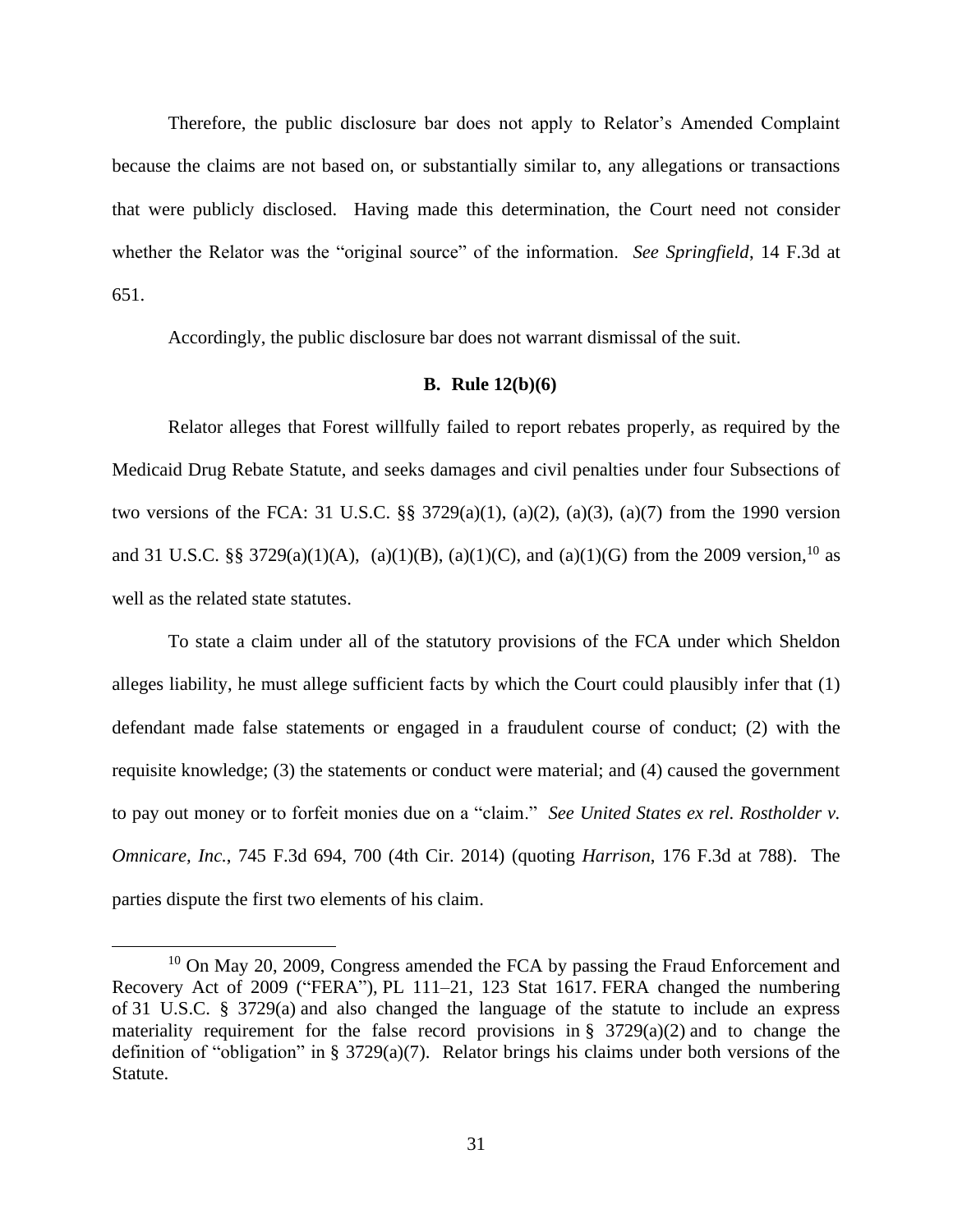Therefore, the public disclosure bar does not apply to Relator's Amended Complaint because the claims are not based on, or substantially similar to, any allegations or transactions that were publicly disclosed. Having made this determination, the Court need not consider whether the Relator was the "original source" of the information. *See Springfield*, 14 F.3d at 651.

Accordingly, the public disclosure bar does not warrant dismissal of the suit.

### B. Rule 12(b)(6)

Relator alleges that Forest willfully failed to report rebates properly, as required by the Medicaid Drug Rebate Statute, and seeks damages and civil penalties under four Subsections of two versions of the FCA: 31 U.S.C. §§ 3729(a)(1), (a)(2), (a)(3), (a)(7) from the 1990 version and 31 U.S.C. §§ 3729(a)(1)(A), (a)(1)(B), (a)(1)(C), and (a)(1)(G) from the 2009 version,[10] as well as the related state statutes.

To state a claim under all of the statutory provisions of the FCA under which Sheldon alleges liability, he must allege sufficient facts by which the Court could plausibly infer that (1) defendant made false statements or engaged in a fraudulent course of conduct; (2) with the requisite knowledge; (3) the statements or conduct were material; and (4) caused the government to pay out money or to forfeit monies due on a "claim." *See United States ex rel. Rostholder v. Omnicare, Inc.*, 745 F.3d 694, 700 (4th Cir. 2014) (quoting *Harrison*, 176 F.3d at 788). The parties dispute the first two elements of his claim.

[10] On May 20, 2009, Congress amended the FCA by passing the Fraud Enforcement and Recovery Act of 2009 ("FERA"), PL 111–21, 123 Stat 1617. FERA changed the numbering of 31 U.S.C. § 3729(a) and also changed the language of the statute to include an express materiality requirement for the false record provisions in § 3729(a)(2) and to change the definition of "obligation" in § 3729(a)(7). Relator brings his claims under both versions of the Statute.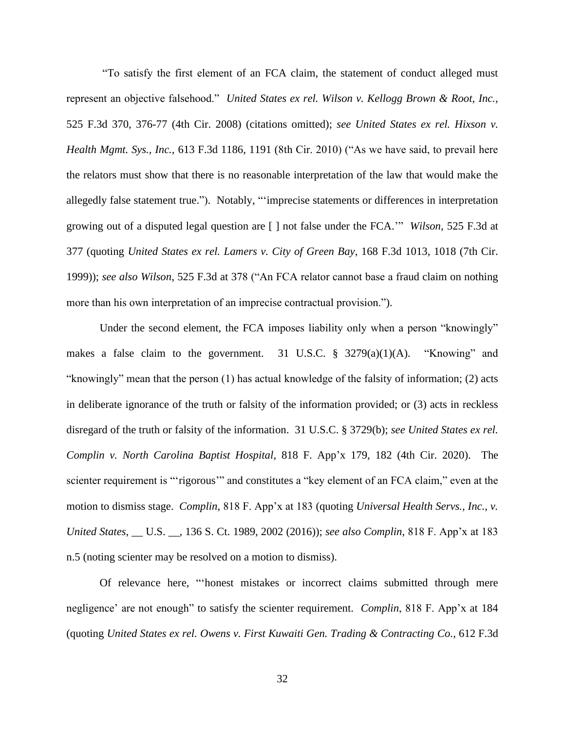"To satisfy the first element of an FCA claim, the statement of conduct alleged must represent an objective falsehood." *United States ex rel. Wilson v. Kellogg Brown & Root, Inc.*, 525 F.3d 370, 376-77 (4th Cir. 2008) (citations omitted); *see United States ex rel. Hixson v. Health Mgmt. Sys., Inc.*, 613 F.3d 1186, 1191 (8th Cir. 2010) ("As we have said, to prevail here the relators must show that there is no reasonable interpretation of the law that would make the allegedly false statement true."). Notably, "'imprecise statements or differences in interpretation growing out of a disputed legal question are [ ] not false under the FCA.'" *Wilson*, 525 F.3d at 377 (quoting *United States ex rel. Lamers v. City of Green Bay*, 168 F.3d 1013, 1018 (7th Cir. 1999)); *see also Wilson*, 525 F.3d at 378 ("An FCA relator cannot base a fraud claim on nothing more than his own interpretation of an imprecise contractual provision.").

Under the second element, the FCA imposes liability only when a person "knowingly" makes a false claim to the government. 31 U.S.C. § 3279(a)(1)(A). "Knowing" and "knowingly" mean that the person (1) has actual knowledge of the falsity of information; (2) acts in deliberate ignorance of the truth or falsity of the information provided; or (3) acts in reckless disregard of the truth or falsity of the information. 31 U.S.C. § 3729(b); *see United States ex rel. Complin v. North Carolina Baptist Hospital*, 818 F. App'x 179, 182 (4th Cir. 2020). The scienter requirement is "'rigorous'" and constitutes a "key element of an FCA claim," even at the motion to dismiss stage. *Complin*, 818 F. App'x at 183 (quoting *Universal Health Servs., Inc., v. United States*, __ U.S. __, 136 S. Ct. 1989, 2002 (2016)); *see also Complin*, 818 F. App'x at 183 n.5 (noting scienter may be resolved on a motion to dismiss).

Of relevance here, "'honest mistakes or incorrect claims submitted through mere negligence' are not enough" to satisfy the scienter requirement. *Complin*, 818 F. App'x at 184 (quoting *United States ex rel. Owens v. First Kuwaiti Gen. Trading & Contracting Co.*, 612 F.3d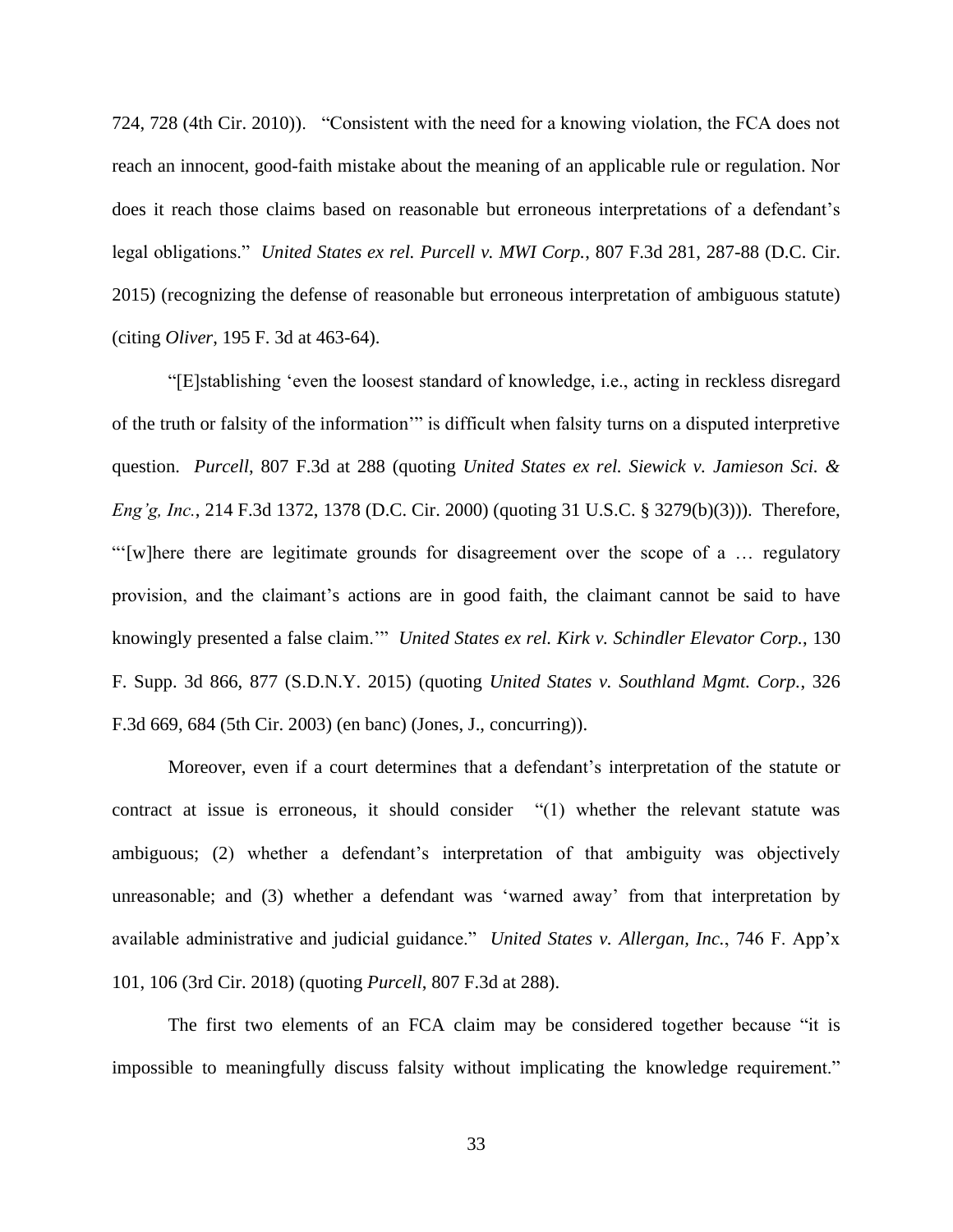724, 728 (4th Cir. 2010)). "Consistent with the need for a knowing violation, the FCA does not reach an innocent, good-faith mistake about the meaning of an applicable rule or regulation. Nor does it reach those claims based on reasonable but erroneous interpretations of a defendant's legal obligations." *United States ex rel. Purcell v. MWI Corp.*, 807 F.3d 281, 287-88 (D.C. Cir. 2015) (recognizing the defense of reasonable but erroneous interpretation of ambiguous statute) (citing *Oliver*, 195 F. 3d at 463-64).

"[E]stablishing 'even the loosest standard of knowledge, i.e., acting in reckless disregard of the truth or falsity of the information'" is difficult when falsity turns on a disputed interpretive question. *Purcell*, 807 F.3d at 288 (quoting *United States ex rel. Siewick v. Jamieson Sci. & Eng'g, Inc.*, 214 F.3d 1372, 1378 (D.C. Cir. 2000) (quoting 31 U.S.C. § 3279(b)(3))). Therefore, "'[w]here there are legitimate grounds for disagreement over the scope of a … regulatory provision, and the claimant's actions are in good faith, the claimant cannot be said to have knowingly presented a false claim.'" *United States ex rel. Kirk v. Schindler Elevator Corp.*, 130 F. Supp. 3d 866, 877 (S.D.N.Y. 2015) (quoting *United States v. Southland Mgmt. Corp.*, 326 F.3d 669, 684 (5th Cir. 2003) (en banc) (Jones, J., concurring)).

Moreover, even if a court determines that a defendant's interpretation of the statute or contract at issue is erroneous, it should consider "(1) whether the relevant statute was ambiguous; (2) whether a defendant's interpretation of that ambiguity was objectively unreasonable; and (3) whether a defendant was 'warned away' from that interpretation by available administrative and judicial guidance." *United States v. Allergan, Inc.*, 746 F. App'x 101, 106 (3rd Cir. 2018) (quoting *Purcell*, 807 F.3d at 288).

The first two elements of an FCA claim may be considered together because "it is impossible to meaningfully discuss falsity without implicating the knowledge requirement."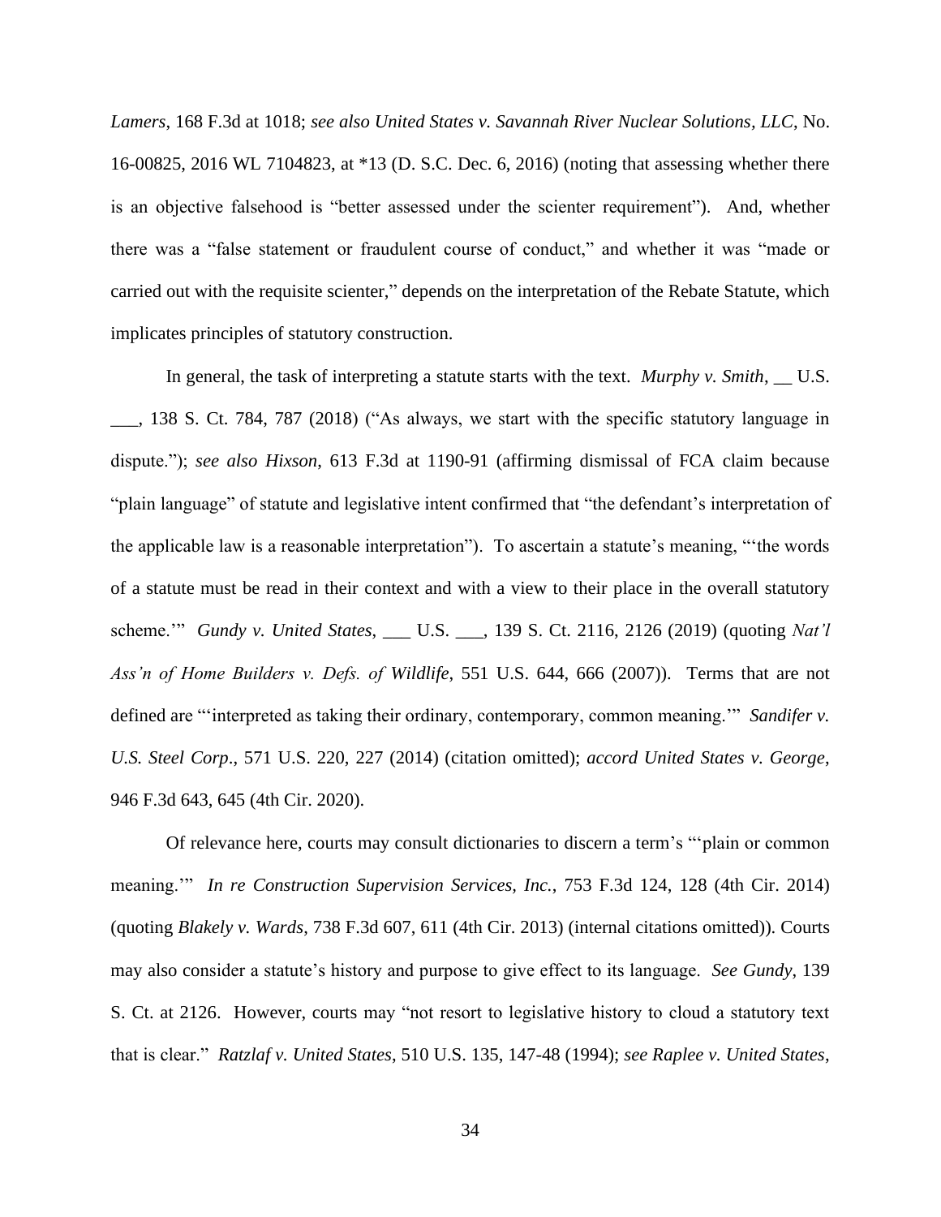*Lamers*, 168 F.3d at 1018; *see also United States v. Savannah River Nuclear Solutions, LLC*, No. 16-00825, 2016 WL 7104823, at *13 (D. S.C. Dec. 6, 2016) (noting that assessing whether there is an objective falsehood is "better assessed under the scienter requirement"). And, whether there was a "false statement or fraudulent course of conduct," and whether it was "made or carried out with the requisite scienter," depends on the interpretation of the Rebate Statute, which implicates principles of statutory construction.

In general, the task of interpreting a statute starts with the text. *Murphy v. Smith*, __ U.S. ___, 138 S. Ct. 784, 787 (2018) ("As always, we start with the specific statutory language in dispute."); *see also Hixson*, 613 F.3d at 1190-91 (affirming dismissal of FCA claim because "plain language" of statute and legislative intent confirmed that "the defendant's interpretation of the applicable law is a reasonable interpretation"). To ascertain a statute's meaning, "'the words of a statute must be read in their context and with a view to their place in the overall statutory scheme.'" *Gundy v. United States*, ___ U.S. ___, 139 S. Ct. 2116, 2126 (2019) (quoting *Nat'l Ass'n of Home Builders v. Defs. of Wildlife*, 551 U.S. 644, 666 (2007)). Terms that are not defined are "'interpreted as taking their ordinary, contemporary, common meaning.'" *Sandifer v. U.S. Steel Corp*., 571 U.S. 220, 227 (2014) (citation omitted); *accord United States v. George*, 946 F.3d 643, 645 (4th Cir. 2020).

Of relevance here, courts may consult dictionaries to discern a term's "'plain or common meaning.'" *In re Construction Supervision Services, Inc.*, 753 F.3d 124, 128 (4th Cir. 2014) (quoting *Blakely v. Wards*, 738 F.3d 607, 611 (4th Cir. 2013) (internal citations omitted)). Courts may also consider a statute's history and purpose to give effect to its language. *See Gundy*, 139 S. Ct. at 2126. However, courts may "not resort to legislative history to cloud a statutory text that is clear." *Ratzlaf v. United States*, 510 U.S. 135, 147-48 (1994); *see Raplee v. United States*,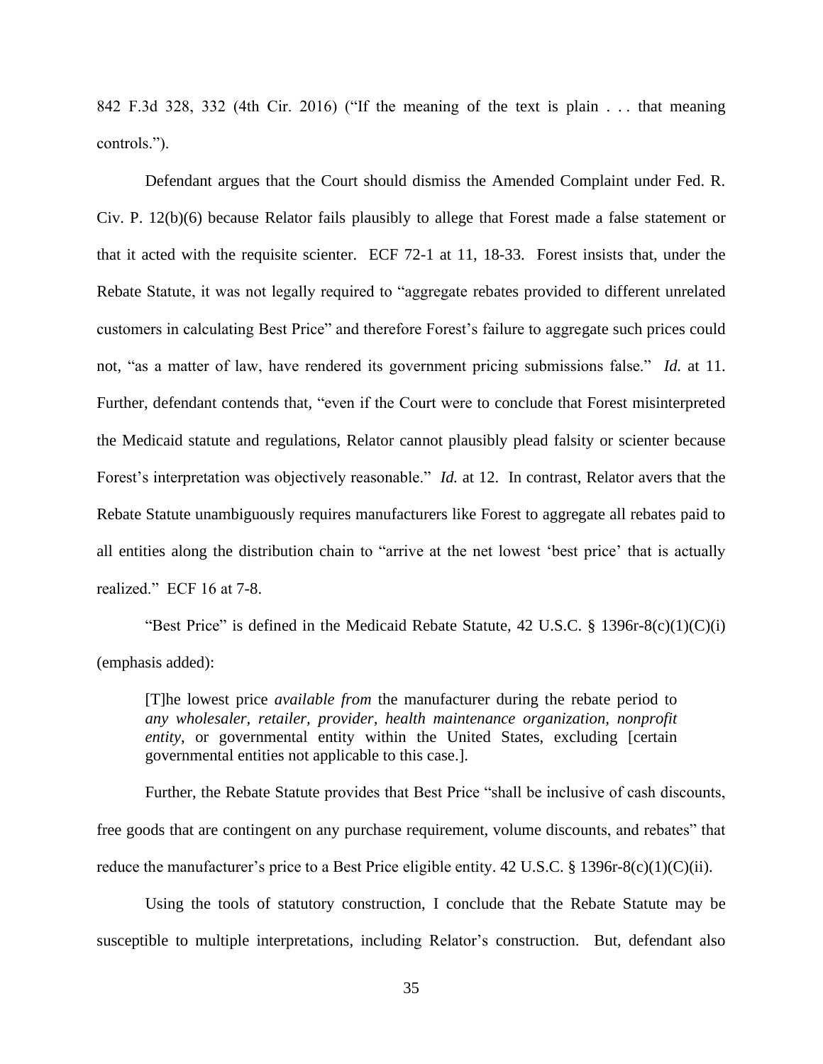842 F.3d 328, 332 (4th Cir. 2016) ("If the meaning of the text is plain . . . that meaning controls.").

Defendant argues that the Court should dismiss the Amended Complaint under Fed. R. Civ. P. 12(b)(6) because Relator fails plausibly to allege that Forest made a false statement or that it acted with the requisite scienter. ECF 72-1 at 11, 18-33. Forest insists that, under the Rebate Statute, it was not legally required to "aggregate rebates provided to different unrelated customers in calculating Best Price" and therefore Forest's failure to aggregate such prices could not, "as a matter of law, have rendered its government pricing submissions false." *Id.* at 11. Further, defendant contends that, "even if the Court were to conclude that Forest misinterpreted the Medicaid statute and regulations, Relator cannot plausibly plead falsity or scienter because Forest's interpretation was objectively reasonable." *Id.* at 12. In contrast, Relator avers that the Rebate Statute unambiguously requires manufacturers like Forest to aggregate all rebates paid to all entities along the distribution chain to "arrive at the net lowest 'best price' that is actually realized." ECF 16 at 7-8.

"Best Price" is defined in the Medicaid Rebate Statute, 42 U.S.C. § 1396r-8(c)(1)(C)(i) (emphasis added):

> [T]he lowest price *available from* the manufacturer during the rebate period to *any wholesaler, retailer, provider, health maintenance organization, nonprofit entity*, or governmental entity within the United States, excluding [certain governmental entities not applicable to this case.].

Further, the Rebate Statute provides that Best Price "shall be inclusive of cash discounts, free goods that are contingent on any purchase requirement, volume discounts, and rebates" that reduce the manufacturer's price to a Best Price eligible entity. 42 U.S.C. § 1396r-8(c)(1)(C)(ii).

Using the tools of statutory construction, I conclude that the Rebate Statute may be susceptible to multiple interpretations, including Relator's construction. But, defendant also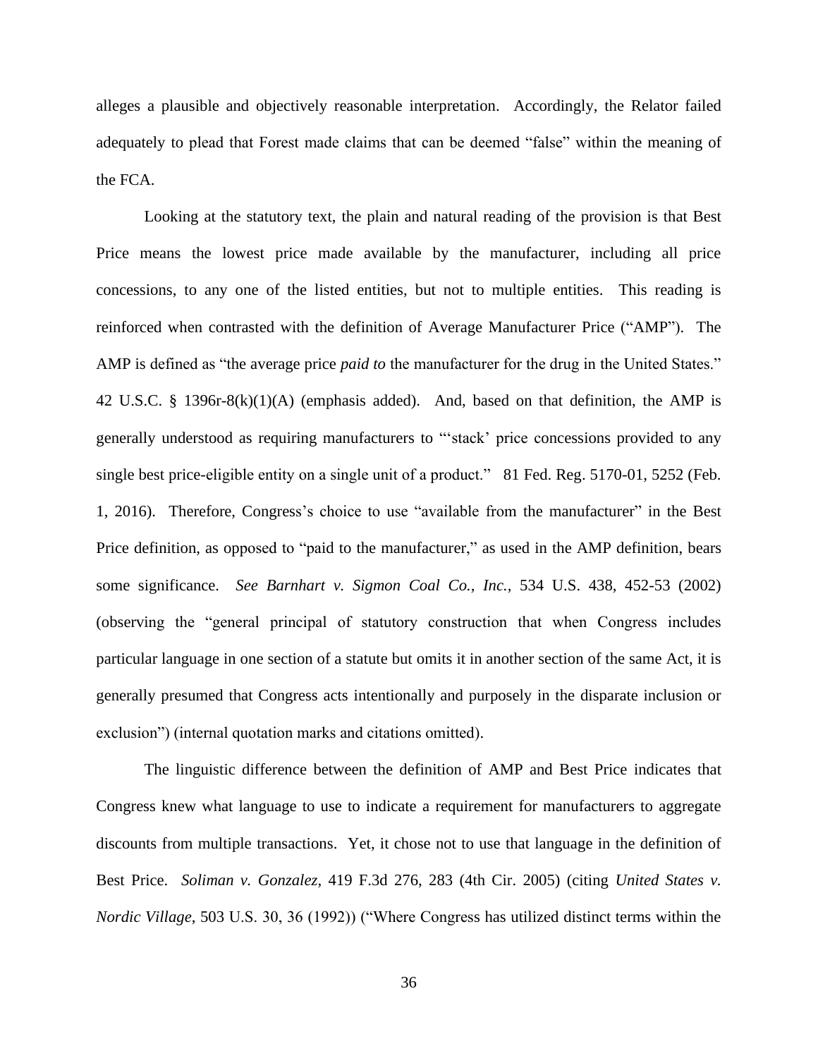alleges a plausible and objectively reasonable interpretation. Accordingly, the Relator failed adequately to plead that Forest made claims that can be deemed "false" within the meaning of the FCA.

Looking at the statutory text, the plain and natural reading of the provision is that Best Price means the lowest price made available by the manufacturer, including all price concessions, to any one of the listed entities, but not to multiple entities. This reading is reinforced when contrasted with the definition of Average Manufacturer Price ("AMP"). The AMP is defined as "the average price *paid to* the manufacturer for the drug in the United States." 42 U.S.C. § 1396r-8(k)(1)(A) (emphasis added). And, based on that definition, the AMP is generally understood as requiring manufacturers to "'stack' price concessions provided to any single best price-eligible entity on a single unit of a product." 81 Fed. Reg. 5170-01, 5252 (Feb. 1, 2016). Therefore, Congress's choice to use "available from the manufacturer" in the Best Price definition, as opposed to "paid to the manufacturer," as used in the AMP definition, bears some significance. *See Barnhart v. Sigmon Coal Co., Inc.*, 534 U.S. 438, 452-53 (2002) (observing the "general principal of statutory construction that when Congress includes particular language in one section of a statute but omits it in another section of the same Act, it is generally presumed that Congress acts intentionally and purposely in the disparate inclusion or exclusion") (internal quotation marks and citations omitted).

The linguistic difference between the definition of AMP and Best Price indicates that Congress knew what language to use to indicate a requirement for manufacturers to aggregate discounts from multiple transactions. Yet, it chose not to use that language in the definition of Best Price. *Soliman v. Gonzalez*, 419 F.3d 276, 283 (4th Cir. 2005) (citing *United States v. Nordic Village*, 503 U.S. 30, 36 (1992)) ("Where Congress has utilized distinct terms within the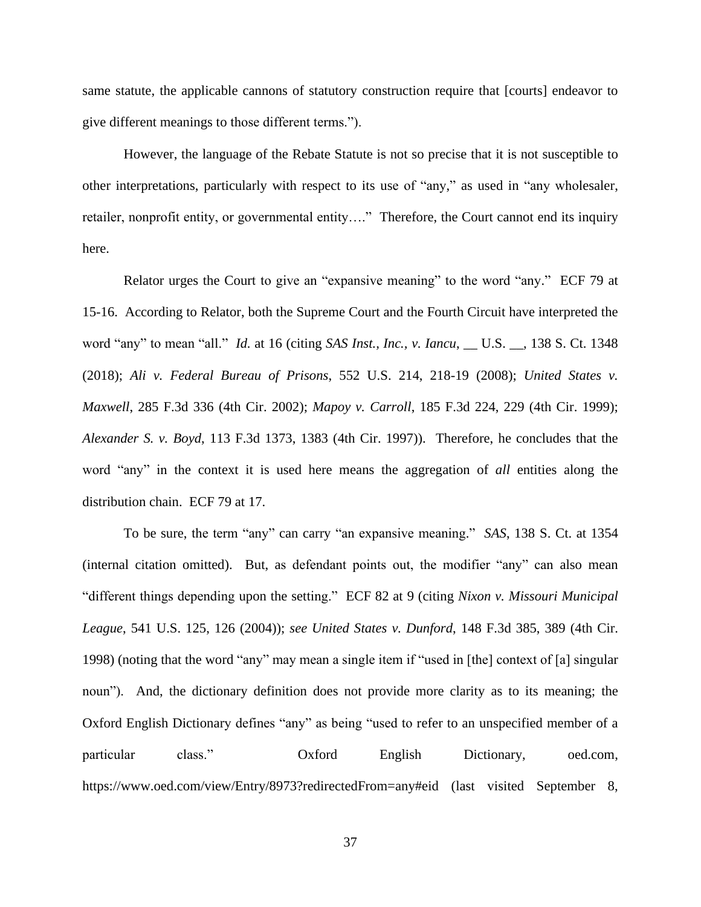same statute, the applicable cannons of statutory construction require that [courts] endeavor to give different meanings to those different terms.").

However, the language of the Rebate Statute is not so precise that it is not susceptible to other interpretations, particularly with respect to its use of "any," as used in "any wholesaler, retailer, nonprofit entity, or governmental entity…." Therefore, the Court cannot end its inquiry here.

Relator urges the Court to give an "expansive meaning" to the word "any." ECF 79 at 15-16. According to Relator, both the Supreme Court and the Fourth Circuit have interpreted the word "any" to mean "all." *Id.* at 16 (citing *SAS Inst., Inc., v. Iancu*, __ U.S. __, 138 S. Ct. 1348 (2018); *Ali v. Federal Bureau of Prisons*, 552 U.S. 214, 218-19 (2008); *United States v. Maxwell*, 285 F.3d 336 (4th Cir. 2002); *Mapoy v. Carroll*, 185 F.3d 224, 229 (4th Cir. 1999); *Alexander S. v. Boyd*, 113 F.3d 1373, 1383 (4th Cir. 1997)). Therefore, he concludes that the word "any" in the context it is used here means the aggregation of *all* entities along the distribution chain. ECF 79 at 17.

To be sure, the term "any" can carry "an expansive meaning." *SAS*, 138 S. Ct. at 1354 (internal citation omitted). But, as defendant points out, the modifier "any" can also mean "different things depending upon the setting." ECF 82 at 9 (citing *Nixon v. Missouri Municipal League*, 541 U.S. 125, 126 (2004)); *see United States v. Dunford*, 148 F.3d 385, 389 (4th Cir. 1998) (noting that the word "any" may mean a single item if "used in [the] context of [a] singular noun"). And, the dictionary definition does not provide more clarity as to its meaning; the Oxford English Dictionary defines "any" as being "used to refer to an unspecified member of a particular class." Oxford English Dictionary, oed.com, https://www.oed.com/view/Entry/8973?redirectedFrom=any#eid (last visited September 8,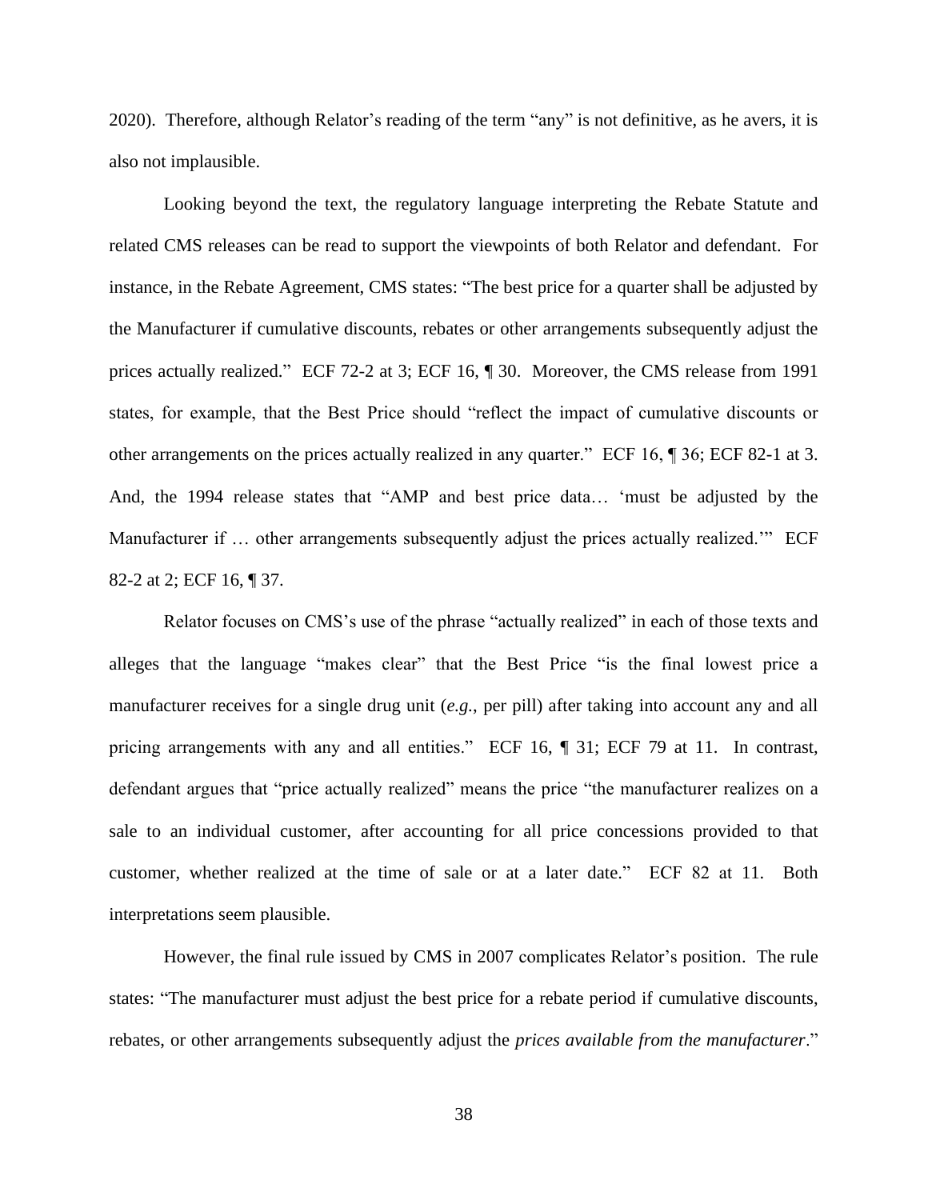2020). Therefore, although Relator's reading of the term "any" is not definitive, as he avers, it is also not implausible.

Looking beyond the text, the regulatory language interpreting the Rebate Statute and related CMS releases can be read to support the viewpoints of both Relator and defendant. For instance, in the Rebate Agreement, CMS states: "The best price for a quarter shall be adjusted by the Manufacturer if cumulative discounts, rebates or other arrangements subsequently adjust the prices actually realized." ECF 72-2 at 3; ECF 16, ¶ 30. Moreover, the CMS release from 1991 states, for example, that the Best Price should "reflect the impact of cumulative discounts or other arrangements on the prices actually realized in any quarter." ECF 16, ¶ 36; ECF 82-1 at 3. And, the 1994 release states that "AMP and best price data… 'must be adjusted by the Manufacturer if … other arrangements subsequently adjust the prices actually realized.'" ECF 82-2 at 2; ECF 16, ¶ 37.

Relator focuses on CMS's use of the phrase "actually realized" in each of those texts and alleges that the language "makes clear" that the Best Price "is the final lowest price a manufacturer receives for a single drug unit (*e.g.*, per pill) after taking into account any and all pricing arrangements with any and all entities." ECF 16, ¶ 31; ECF 79 at 11. In contrast, defendant argues that "price actually realized" means the price "the manufacturer realizes on a sale to an individual customer, after accounting for all price concessions provided to that customer, whether realized at the time of sale or at a later date." ECF 82 at 11. Both interpretations seem plausible.

However, the final rule issued by CMS in 2007 complicates Relator's position. The rule states: "The manufacturer must adjust the best price for a rebate period if cumulative discounts, rebates, or other arrangements subsequently adjust the *prices available from the manufacturer*."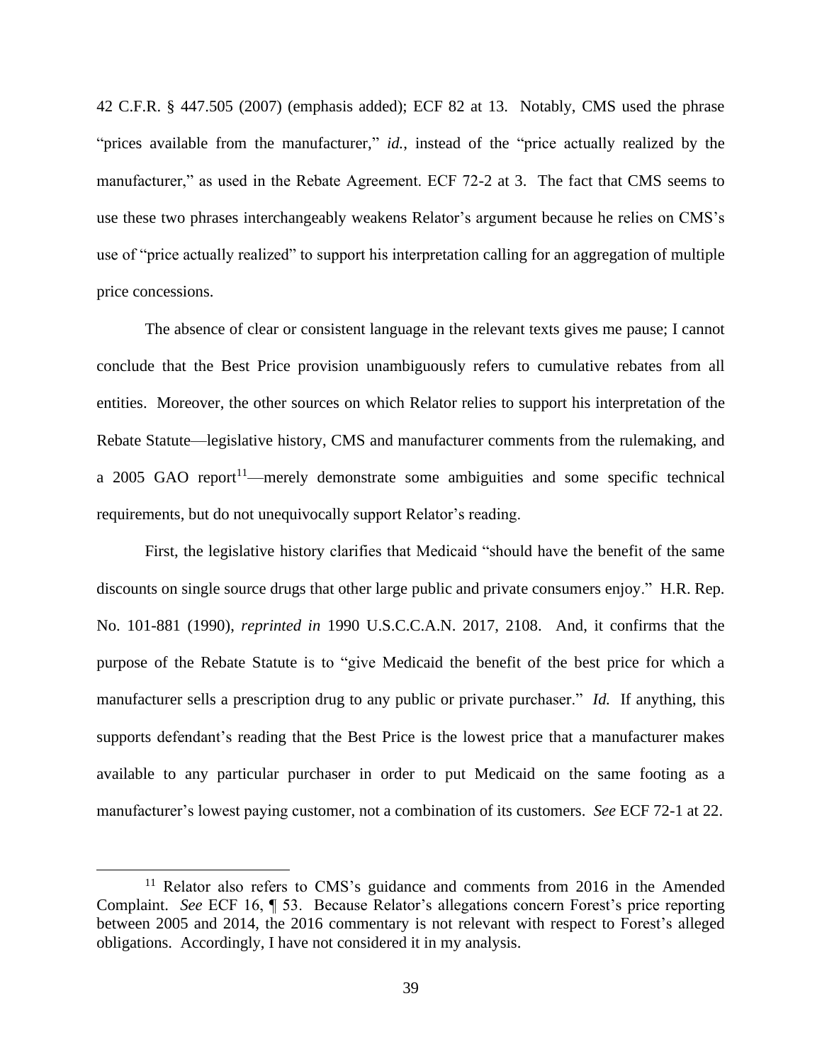42 C.F.R. § 447.505 (2007) (emphasis added); ECF 82 at 13. Notably, CMS used the phrase "prices available from the manufacturer," *id.*, instead of the "price actually realized by the manufacturer," as used in the Rebate Agreement. ECF 72-2 at 3. The fact that CMS seems to use these two phrases interchangeably weakens Relator's argument because he relies on CMS's use of "price actually realized" to support his interpretation calling for an aggregation of multiple price concessions.

The absence of clear or consistent language in the relevant texts gives me pause; I cannot conclude that the Best Price provision unambiguously refers to cumulative rebates from all entities. Moreover, the other sources on which Relator relies to support his interpretation of the Rebate Statute—legislative history, CMS and manufacturer comments from the rulemaking, and a 2005 GAO report[11]—merely demonstrate some ambiguities and some specific technical requirements, but do not unequivocally support Relator's reading.

First, the legislative history clarifies that Medicaid "should have the benefit of the same discounts on single source drugs that other large public and private consumers enjoy." H.R. Rep. No. 101-881 (1990), *reprinted in* 1990 U.S.C.C.A.N. 2017, 2108. And, it confirms that the purpose of the Rebate Statute is to "give Medicaid the benefit of the best price for which a manufacturer sells a prescription drug to any public or private purchaser." *Id.* If anything, this supports defendant's reading that the Best Price is the lowest price that a manufacturer makes available to any particular purchaser in order to put Medicaid on the same footing as a manufacturer's lowest paying customer, not a combination of its customers. *See* ECF 72-1 at 22.

---

[11] Relator also refers to CMS's guidance and comments from 2016 in the Amended Complaint. *See* ECF 16, ¶ 53. Because Relator's allegations concern Forest's price reporting between 2005 and 2014, the 2016 commentary is not relevant with respect to Forest's alleged obligations. Accordingly, I have not considered it in my analysis.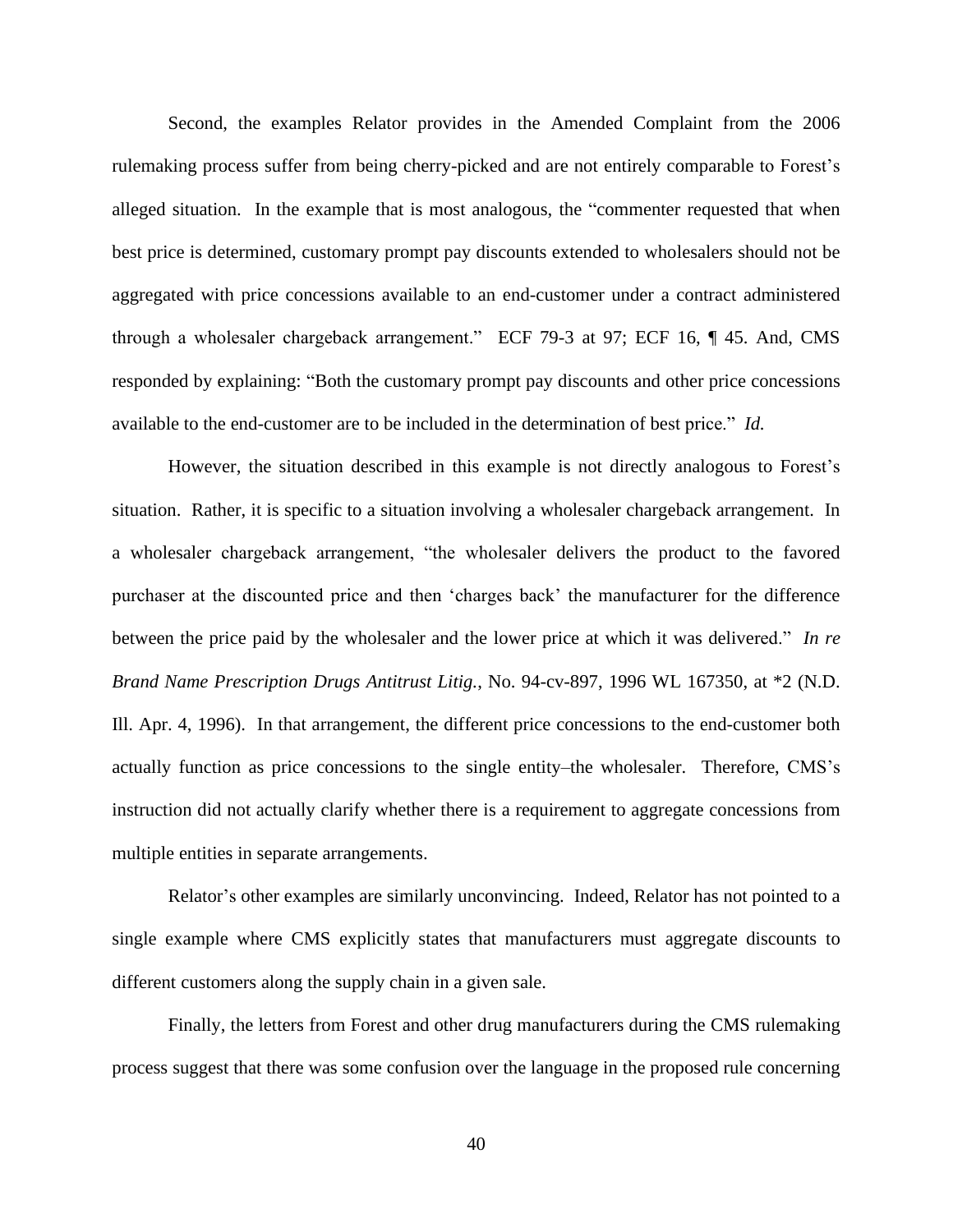Second, the examples Relator provides in the Amended Complaint from the 2006 rulemaking process suffer from being cherry-picked and are not entirely comparable to Forest's alleged situation. In the example that is most analogous, the "commenter requested that when best price is determined, customary prompt pay discounts extended to wholesalers should not be aggregated with price concessions available to an end-customer under a contract administered through a wholesaler chargeback arrangement." ECF 79-3 at 97; ECF 16, ¶ 45. And, CMS responded by explaining: "Both the customary prompt pay discounts and other price concessions available to the end-customer are to be included in the determination of best price." *Id.*

However, the situation described in this example is not directly analogous to Forest's situation. Rather, it is specific to a situation involving a wholesaler chargeback arrangement. In a wholesaler chargeback arrangement, "the wholesaler delivers the product to the favored purchaser at the discounted price and then 'charges back' the manufacturer for the difference between the price paid by the wholesaler and the lower price at which it was delivered." *In re Brand Name Prescription Drugs Antitrust Litig.*, No. 94-cv-897, 1996 WL 167350, at *2 (N.D. Ill. Apr. 4, 1996). In that arrangement, the different price concessions to the end-customer both actually function as price concessions to the single entity–the wholesaler. Therefore, CMS's instruction did not actually clarify whether there is a requirement to aggregate concessions from multiple entities in separate arrangements.

Relator's other examples are similarly unconvincing. Indeed, Relator has not pointed to a single example where CMS explicitly states that manufacturers must aggregate discounts to different customers along the supply chain in a given sale.

Finally, the letters from Forest and other drug manufacturers during the CMS rulemaking process suggest that there was some confusion over the language in the proposed rule concerning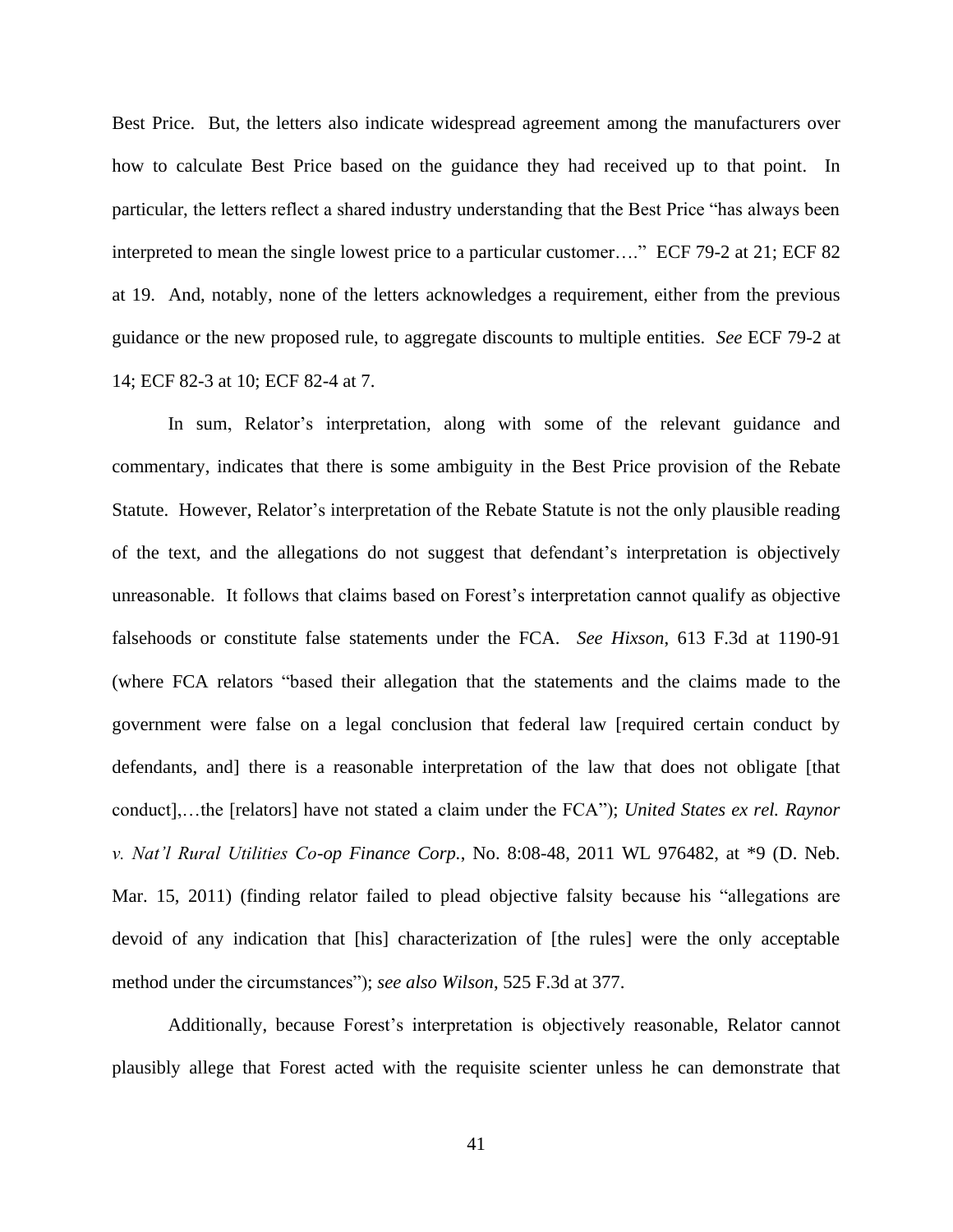Best Price. But, the letters also indicate widespread agreement among the manufacturers over how to calculate Best Price based on the guidance they had received up to that point. In particular, the letters reflect a shared industry understanding that the Best Price "has always been interpreted to mean the single lowest price to a particular customer…." ECF 79-2 at 21; ECF 82 at 19. And, notably, none of the letters acknowledges a requirement, either from the previous guidance or the new proposed rule, to aggregate discounts to multiple entities. *See* ECF 79-2 at 14; ECF 82-3 at 10; ECF 82-4 at 7.

In sum, Relator's interpretation, along with some of the relevant guidance and commentary, indicates that there is some ambiguity in the Best Price provision of the Rebate Statute. However, Relator's interpretation of the Rebate Statute is not the only plausible reading of the text, and the allegations do not suggest that defendant's interpretation is objectively unreasonable. It follows that claims based on Forest's interpretation cannot qualify as objective falsehoods or constitute false statements under the FCA. *See Hixson*, 613 F.3d at 1190-91 (where FCA relators "based their allegation that the statements and the claims made to the government were false on a legal conclusion that federal law [required certain conduct by defendants, and] there is a reasonable interpretation of the law that does not obligate [that conduct],…the [relators] have not stated a claim under the FCA"); *United States ex rel. Raynor v. Nat'l Rural Utilities Co-op Finance Corp.*, No. 8:08-48, 2011 WL 976482, at *9 (D. Neb. Mar. 15, 2011) (finding relator failed to plead objective falsity because his "allegations are devoid of any indication that [his] characterization of [the rules] were the only acceptable method under the circumstances"); *see also Wilson*, 525 F.3d at 377.

Additionally, because Forest's interpretation is objectively reasonable, Relator cannot plausibly allege that Forest acted with the requisite scienter unless he can demonstrate that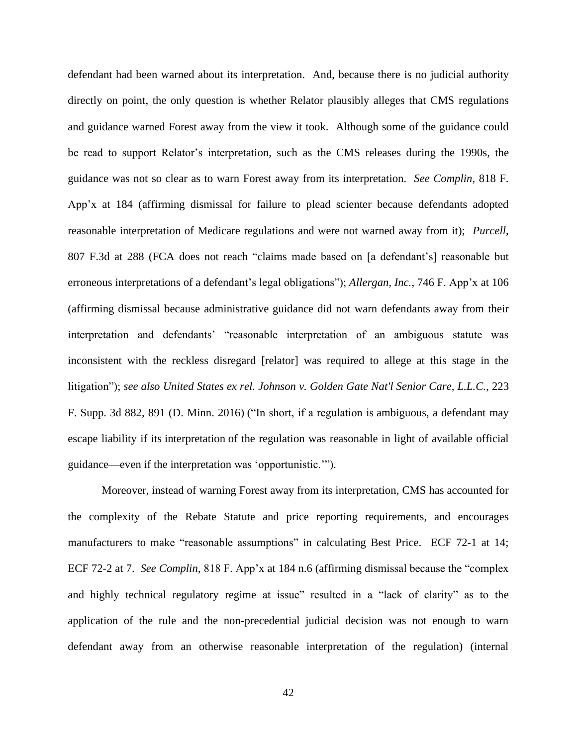defendant had been warned about its interpretation. And, because there is no judicial authority directly on point, the only question is whether Relator plausibly alleges that CMS regulations and guidance warned Forest away from the view it took. Although some of the guidance could be read to support Relator's interpretation, such as the CMS releases during the 1990s, the guidance was not so clear as to warn Forest away from its interpretation. *See Complin*, 818 F. App'x at 184 (affirming dismissal for failure to plead scienter because defendants adopted reasonable interpretation of Medicare regulations and were not warned away from it); *Purcell*, 807 F.3d at 288 (FCA does not reach "claims made based on [a defendant's] reasonable but erroneous interpretations of a defendant's legal obligations"); *Allergan, Inc.*, 746 F. App'x at 106 (affirming dismissal because administrative guidance did not warn defendants away from their interpretation and defendants' "reasonable interpretation of an ambiguous statute was inconsistent with the reckless disregard [relator] was required to allege at this stage in the litigation"); *see also United States ex rel. Johnson v. Golden Gate Nat'l Senior Care, L.L.C.*, 223 F. Supp. 3d 882, 891 (D. Minn. 2016) ("In short, if a regulation is ambiguous, a defendant may escape liability if its interpretation of the regulation was reasonable in light of available official guidance—even if the interpretation was 'opportunistic.'").

Moreover, instead of warning Forest away from its interpretation, CMS has accounted for the complexity of the Rebate Statute and price reporting requirements, and encourages manufacturers to make "reasonable assumptions" in calculating Best Price. ECF 72-1 at 14; ECF 72-2 at 7. *See Complin*, 818 F. App'x at 184 n.6 (affirming dismissal because the "complex and highly technical regulatory regime at issue" resulted in a "lack of clarity" as to the application of the rule and the non-precedential judicial decision was not enough to warn defendant away from an otherwise reasonable interpretation of the regulation) (internal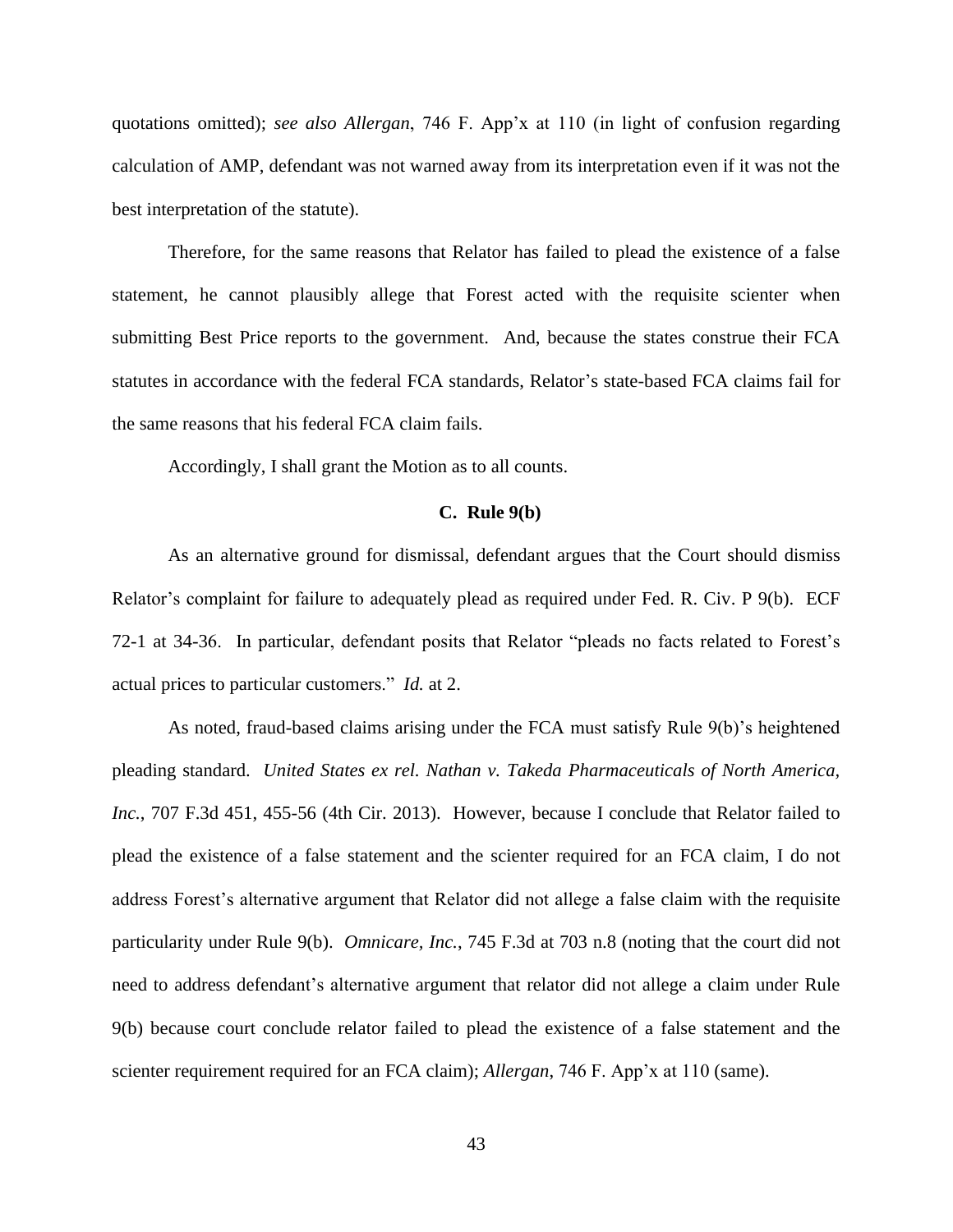quotations omitted); *see also Allergan*, 746 F. App'x at 110 (in light of confusion regarding calculation of AMP, defendant was not warned away from its interpretation even if it was not the best interpretation of the statute).

Therefore, for the same reasons that Relator has failed to plead the existence of a false statement, he cannot plausibly allege that Forest acted with the requisite scienter when submitting Best Price reports to the government. And, because the states construe their FCA statutes in accordance with the federal FCA standards, Relator's state-based FCA claims fail for the same reasons that his federal FCA claim fails.

Accordingly, I shall grant the Motion as to all counts.

### C. Rule 9(b)

As an alternative ground for dismissal, defendant argues that the Court should dismiss Relator's complaint for failure to adequately plead as required under Fed. R. Civ. P 9(b). ECF 72-1 at 34-36. In particular, defendant posits that Relator "pleads no facts related to Forest's actual prices to particular customers." *Id.* at 2.

As noted, fraud-based claims arising under the FCA must satisfy Rule 9(b)'s heightened pleading standard. *United States ex rel. Nathan v. Takeda Pharmaceuticals of North America, Inc.*, 707 F.3d 451, 455-56 (4th Cir. 2013). However, because I conclude that Relator failed to plead the existence of a false statement and the scienter required for an FCA claim, I do not address Forest's alternative argument that Relator did not allege a false claim with the requisite particularity under Rule 9(b). *Omnicare, Inc.*, 745 F.3d at 703 n.8 (noting that the court did not need to address defendant's alternative argument that relator did not allege a claim under Rule 9(b) because court conclude relator failed to plead the existence of a false statement and the scienter requirement required for an FCA claim); *Allergan*, 746 F. App'x at 110 (same).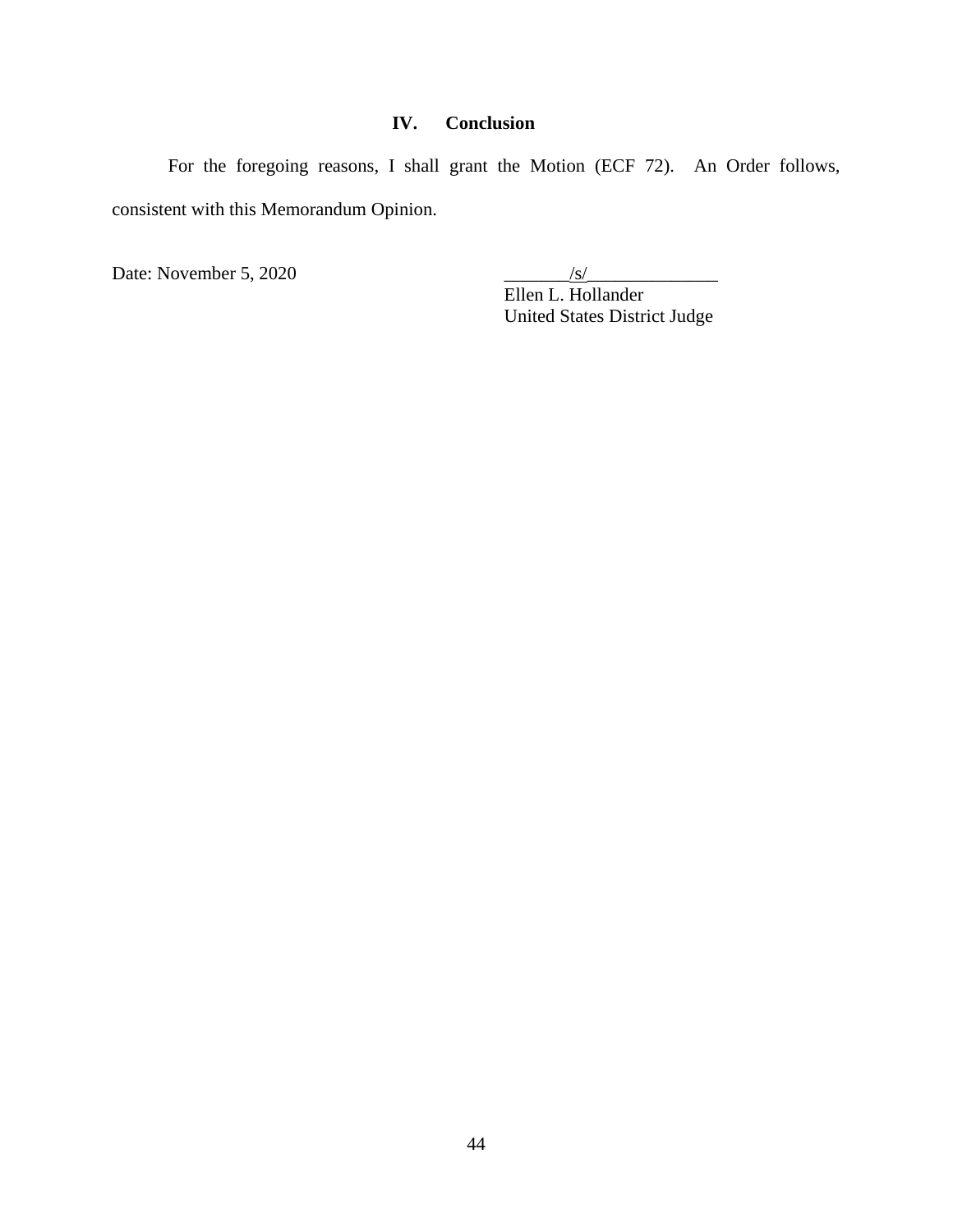## IV. Conclusion

For the foregoing reasons, I shall grant the Motion (ECF 72). An Order follows, consistent with this Memorandum Opinion.

Date: November 5, 2020

_______/s/______________
Ellen L. Hollander
United States District Judge